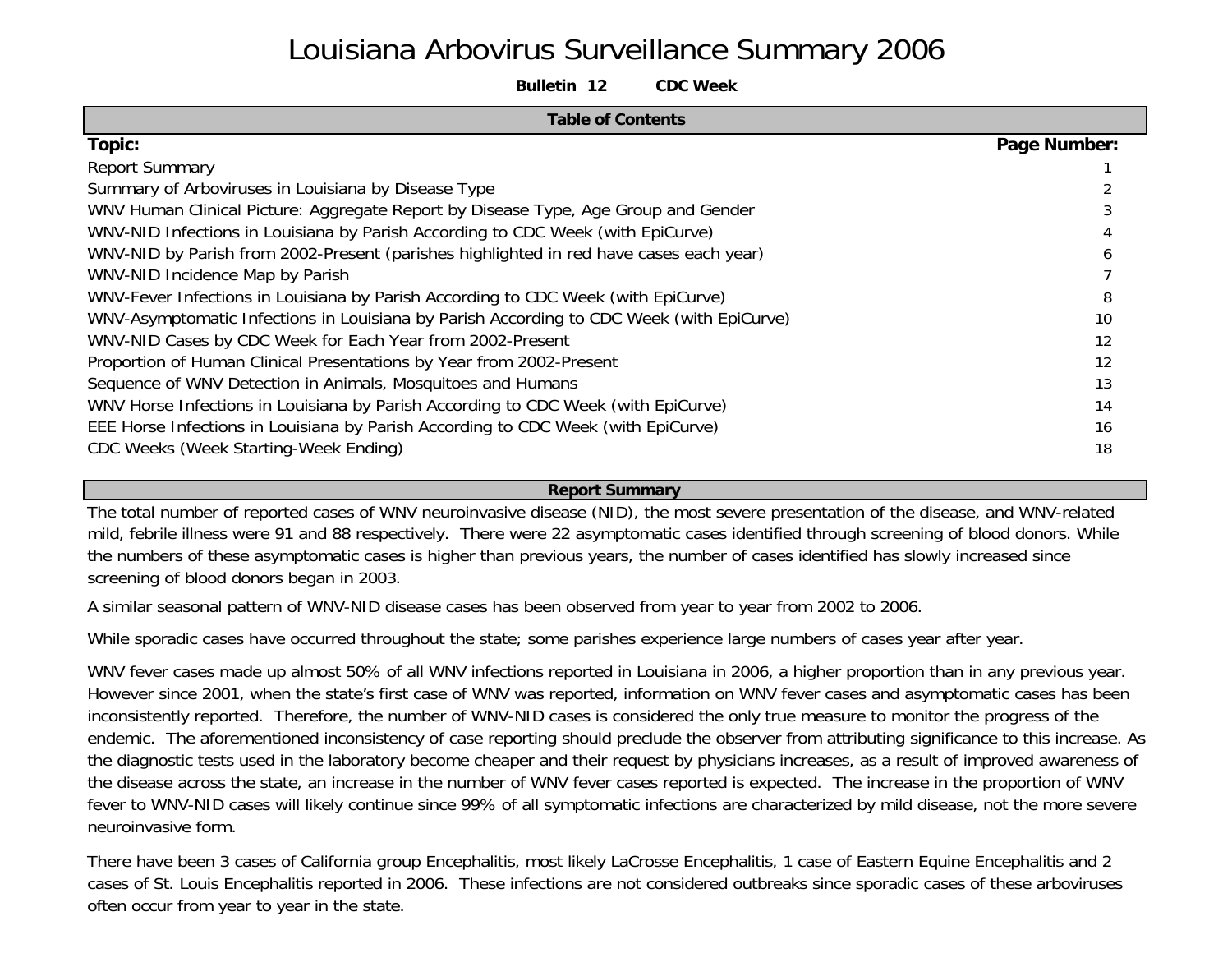# Louisiana Arbovirus Surveillance Summary 2006

**Bulletin 12 CDC Week**

## Table of Contents

| Topic: | Page Number: |
|---|---|
| Report Summary | 1 |
| Summary of Arboviruses in Louisiana by Disease Type | 2 |
| WNV Human Clinical Picture: Aggregate Report by Disease Type, Age Group and Gender | 3 |
| WNV-NID Infections in Louisiana by Parish According to CDC Week (with EpiCurve) | 4 |
| WNV-NID by Parish from 2002-Present (parishes highlighted in red have cases each year) | 6 |
| WNV-NID Incidence Map by Parish | 7 |
| WNV-Fever Infections in Louisiana by Parish According to CDC Week (with EpiCurve) | 8 |
| WNV-Asymptomatic Infections in Louisiana by Parish According to CDC Week (with EpiCurve) | 10 |
| WNV-NID Cases by CDC Week for Each Year from 2002-Present | 12 |
| Proportion of Human Clinical Presentations by Year from 2002-Present | 12 |
| Sequence of WNV Detection in Animals, Mosquitoes and Humans | 13 |
| WNV Horse Infections in Louisiana by Parish According to CDC Week (with EpiCurve) | 14 |
| EEE Horse Infections in Louisiana by Parish According to CDC Week (with EpiCurve) | 16 |
| CDC Weeks (Week Starting-Week Ending) | 18 |

## Report Summary

The total number of reported cases of WNV neuroinvasive disease (NID), the most severe presentation of the disease, and WNV-related mild, febrile illness were 91 and 88 respectively. There were 22 asymptomatic cases identified through screening of blood donors. While the numbers of these asymptomatic cases is higher than previous years, the number of cases identified has slowly increased since screening of blood donors began in 2003.

A similar seasonal pattern of WNV-NID disease cases has been observed from year to year from 2002 to 2006.

While sporadic cases have occurred throughout the state; some parishes experience large numbers of cases year after year.

WNV fever cases made up almost 50% of all WNV infections reported in Louisiana in 2006, a higher proportion than in any previous year. However since 2001, when the state's first case of WNV was reported, information on WNV fever cases and asymptomatic cases has been inconsistently reported. Therefore, the number of WNV-NID cases is considered the only true measure to monitor the progress of the endemic. The aforementioned inconsistency of case reporting should preclude the observer from attributing significance to this increase. As the diagnostic tests used in the laboratory become cheaper and their request by physicians increases, as a result of improved awareness of the disease across the state, an increase in the number of WNV fever cases reported is expected. The increase in the proportion of WNV fever to WNV-NID cases will likely continue since 99% of all symptomatic infections are characterized by mild disease, not the more severe neuroinvasive form.

There have been 3 cases of California group Encephalitis, most likely LaCrosse Encephalitis, 1 case of Eastern Equine Encephalitis and 2 cases of St. Louis Encephalitis reported in 2006. These infections are not considered outbreaks since sporadic cases of these arboviruses often occur from year to year in the state.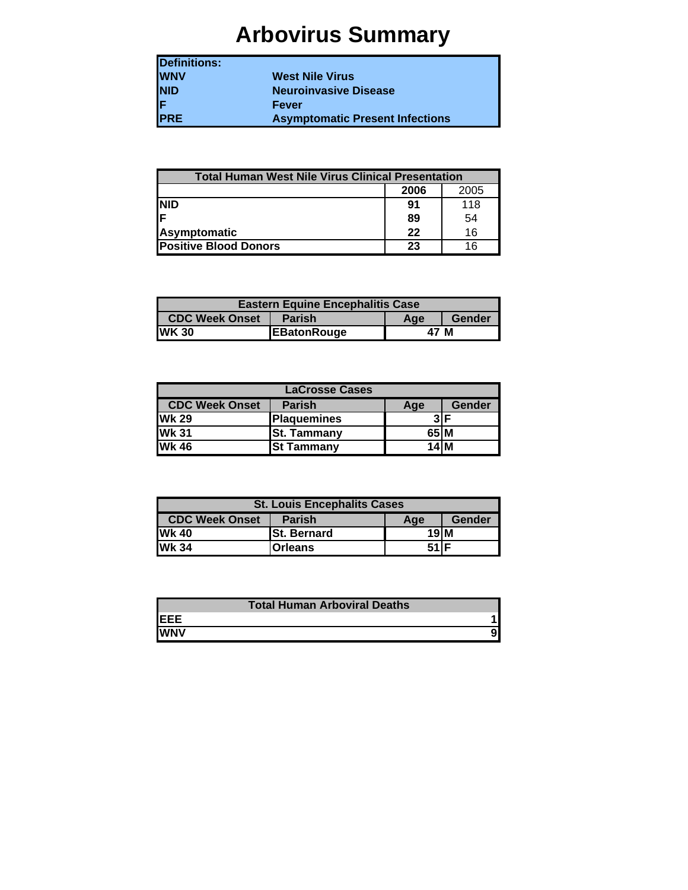# Arbovirus Summary

| Definitions: | |
|---|---|
| WNV | West Nile Virus |
| NID | Neuroinvasive Disease |
| F | Fever |
| PRE | Asymptomatic Present Infections |

| Total Human West Nile Virus Clinical Presentation | | |
|---|---|---|
| | 2006 | 2005 |
| NID | 91 | 118 |
| F | 89 | 54 |
| Asymptomatic | 22 | 16 |
| Positive Blood Donors | 23 | 16 |

| Eastern Equine Encephalitis Case | | | |
|---|---|---|---|
| CDC Week Onset | Parish | Age | Gender |
| WK 30 | EBatonRouge | 47 | M |

| LaCrosse Cases | | | |
|---|---|---|---|
| CDC Week Onset | Parish | Age | Gender |
| Wk 29 | Plaquemines | 3 | F |
| Wk 31 | St. Tammany | 65 | M |
| Wk 46 | St Tammany | 14 | M |

| St. Louis Encephalits Cases | | | |
|---|---|---|---|
| CDC Week Onset | Parish | Age | Gender |
| Wk 40 | St. Bernard | 19 | M |
| Wk 34 | Orleans | 51 | F |

| Total Human Arboviral Deaths | |
|---|---|
| EEE | 1 |
| WNV | 9 |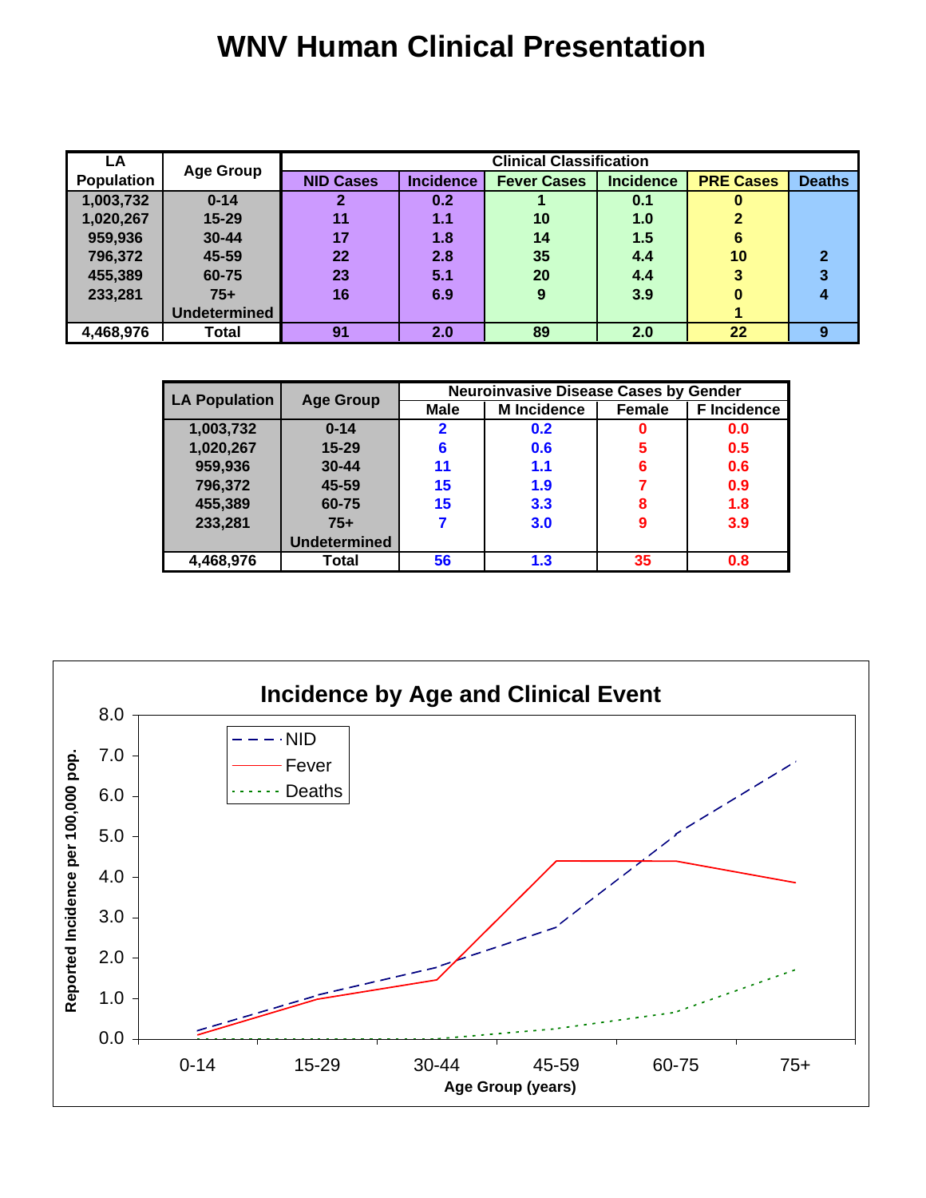# WNV Human Clinical Presentation

| LA Population | Age Group | Clinical Classification | | | | | |
|---|---|---|---|---|---|---|---|
| | | NID Cases | Incidence | Fever Cases | Incidence | PRE Cases | Deaths |
| 1,003,732 | 0-14 | 2 | 0.2 | 1 | 0.1 | 0 | |
| 1,020,267 | 15-29 | 11 | 1.1 | 10 | 1.0 | 2 | |
| 959,936 | 30-44 | 17 | 1.8 | 14 | 1.5 | 6 | |
| 796,372 | 45-59 | 22 | 2.8 | 35 | 4.4 | 10 | 2 |
| 455,389 | 60-75 | 23 | 5.1 | 20 | 4.4 | 3 | 3 |
| 233,281 | 75+ | 16 | 6.9 | 9 | 3.9 | 0 | 4 |
| | Undetermined | | | | | 1 | |
| 4,468,976 | Total | 91 | 2.0 | 89 | 2.0 | 22 | 9 |

| LA Population | Age Group | Neuroinvasive Disease Cases by Gender | | | |
|---|---|---|---|---|---|
| | | Male | M Incidence | Female | F Incidence |
| 1,003,732 | 0-14 | 2 | 0.2 | 0 | 0.0 |
| 1,020,267 | 15-29 | 6 | 0.6 | 5 | 0.5 |
| 959,936 | 30-44 | 11 | 1.1 | 6 | 0.6 |
| 796,372 | 45-59 | 15 | 1.9 | 7 | 0.9 |
| 455,389 | 60-75 | 15 | 3.3 | 8 | 1.8 |
| 233,281 | 75+ | 7 | 3.0 | 9 | 3.9 |
| | Undetermined | | | | |
| 4,468,976 | Total | 56 | 1.3 | 35 | 0.8 |

## Incidence by Age and Clinical Event

(Line chart: Reported Incidence per 100,000 pop. vs. Age Group (years): 0-14, 15-29, 30-44, 45-59, 60-75, 75+; series: NID, Fever, Deaths)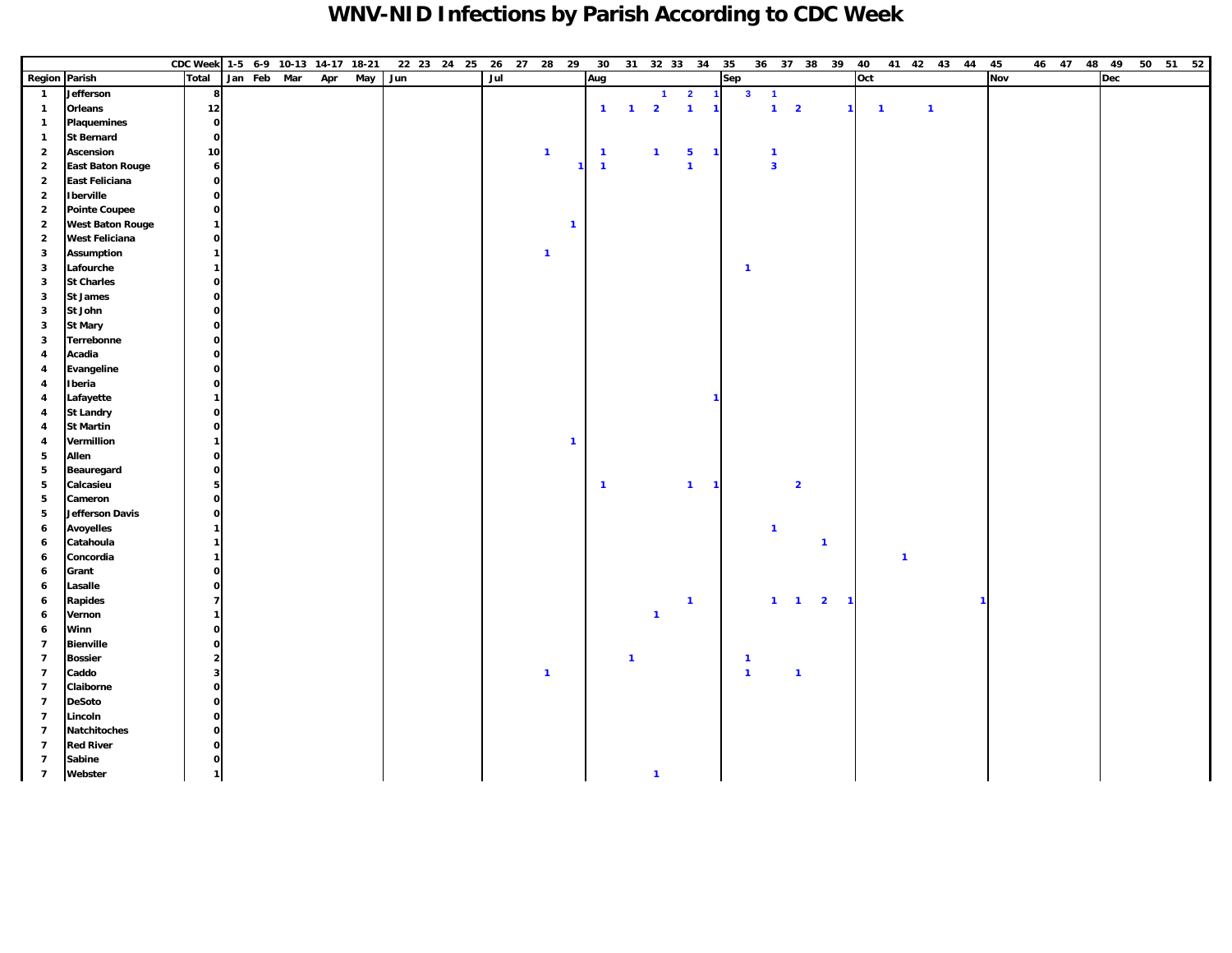# WNV-NID Infections by Parish According to CDC Week

| Region | Parish | CDC Week Total | 1-5 | 6-9 | 10-13 | 14-17 | 18-21 | 22 | 23 | 24 | 25 | 26 | 27 | 28 | 29 | 30 | 31 | 32 | 33 | 34 | 35 | 36 | 37 | 38 | 39 | 40 | 41 | 42 | 43 | 44 | 45 | 46 | 47 | 48 | 49 | 50 | 51 | 52 |
|---|---|---|---|---|---|---|---|---|---|---|---|---|---|---|---|---|---|---|---|---|---|---|---|---|---|---|---|---|---|---|---|---|---|---|---|---|---|---|
| | | | Jan | Feb | Mar | Apr | May | Jun | | | | Jul | | | | Aug | | | | | Sep | | | | | Oct | | | | | Nov | | | | Dec | | | |
| 1 | Jefferson | 8 | | | | | | | | | | | | | | | | 1 | 2 | 1 | 3 | 1 | | | | | | | | | | | | | | | | |
| 1 | Orleans | 12 | | | | | | | | | | | | | | 1 | 1 | 2 | 1 | 1 | | 1 | 2 | | 1 | 1 | | 1 | | | | | | | | | | |
| 1 | Plaquemines | 0 | | | | | | | | | | | | | | | | | | | | | | | | | | | | | | | | | | | | |
| 1 | St Bernard | 0 | | | | | | | | | | | | | | | | | | | | | | | | | | | | | | | | | | | | |
| 2 | Ascension | 10 | | | | | | | | | | | | 1 | | 1 | | 1 | 5 | 1 | | 1 | | | | | | | | | | | | | | | | |
| 2 | East Baton Rouge | 6 | | | | | | | | | | | | | 1 | 1 | | | 1 | | | 3 | | | | | | | | | | | | | | | | |
| 2 | East Feliciana | 0 | | | | | | | | | | | | | | | | | | | | | | | | | | | | | | | | | | | | |
| 2 | Iberville | 0 | | | | | | | | | | | | | | | | | | | | | | | | | | | | | | | | | | | | |
| 2 | Pointe Coupee | 0 | | | | | | | | | | | | | | | | | | | | | | | | | | | | | | | | | | | | |
| 2 | West Baton Rouge | 1 | | | | | | | | | | | | | 1 | | | | | | | | | | | | | | | | | | | | | | | |
| 2 | West Feliciana | 0 | | | | | | | | | | | | | | | | | | | | | | | | | | | | | | | | | | | | |
| 3 | Assumption | 1 | | | | | | | | | | | | 1 | | | | | | | | | | | | | | | | | | | | | | | | |
| 3 | Lafourche | 1 | | | | | | | | | | | | | | | | | | | 1 | | | | | | | | | | | | | | | | | |
| 3 | St Charles | 0 | | | | | | | | | | | | | | | | | | | | | | | | | | | | | | | | | | | | |
| 3 | St James | 0 | | | | | | | | | | | | | | | | | | | | | | | | | | | | | | | | | | | | |
| 3 | St John | 0 | | | | | | | | | | | | | | | | | | | | | | | | | | | | | | | | | | | | |
| 3 | St Mary | 0 | | | | | | | | | | | | | | | | | | | | | | | | | | | | | | | | | | | | |
| 3 | Terrebonne | 0 | | | | | | | | | | | | | | | | | | | | | | | | | | | | | | | | | | | | |
| 4 | Acadia | 0 | | | | | | | | | | | | | | | | | | | | | | | | | | | | | | | | | | | | |
| 4 | Evangeline | 0 | | | | | | | | | | | | | | | | | | | | | | | | | | | | | | | | | | | | |
| 4 | Iberia | 0 | | | | | | | | | | | | | | | | | | | | | | | | | | | | | | | | | | | | |
| 4 | Lafayette | 1 | | | | | | | | | | | | | | | | | | 1 | | | | | | | | | | | | | | | | | | |
| 4 | St Landry | 0 | | | | | | | | | | | | | | | | | | | | | | | | | | | | | | | | | | | | |
| 4 | St Martin | 0 | | | | | | | | | | | | | | | | | | | | | | | | | | | | | | | | | | | | |
| 4 | Vermillion | 1 | | | | | | | | | | | | | 1 | | | | | | | | | | | | | | | | | | | | | | | |
| 5 | Allen | 0 | | | | | | | | | | | | | | | | | | | | | | | | | | | | | | | | | | | | |
| 5 | Beauregard | 0 | | | | | | | | | | | | | | | | | | | | | | | | | | | | | | | | | | | | |
| 5 | Calcasieu | 5 | | | | | | | | | | | | | | 1 | | | 1 | 1 | | | 2 | | | | | | | | | | | | | | | |
| 5 | Cameron | 0 | | | | | | | | | | | | | | | | | | | | | | | | | | | | | | | | | | | | |
| 5 | Jefferson Davis | 0 | | | | | | | | | | | | | | | | | | | | | | | | | | | | | | | | | | | | |
| 6 | Avoyelles | 1 | | | | | | | | | | | | | | | | | | | | 1 | | | | | | | | | | | | | | | | |
| 6 | Catahoula | 1 | | | | | | | | | | | | | | | | | | | | | | 1 | | | | | | | | | | | | | | |
| 6 | Concordia | 1 | | | | | | | | | | | | | | | | | | | | | | | | | 1 | | | | | | | | | | | |
| 6 | Grant | 0 | | | | | | | | | | | | | | | | | | | | | | | | | | | | | | | | | | | | |
| 6 | Lasalle | 0 | | | | | | | | | | | | | | | | | | | | | | | | | | | | | | | | | | | | |
| 6 | Rapides | 7 | | | | | | | | | | | | | | | | | 1 | | | 1 | 1 | 2 | 1 | | | | | 1 | | | | | | | | |
| 6 | Vernon | 1 | | | | | | | | | | | | | | | | 1 | | | | | | | | | | | | | | | | | | | | |
| 6 | Winn | 0 | | | | | | | | | | | | | | | | | | | | | | | | | | | | | | | | | | | | |
| 7 | Bienville | 0 | | | | | | | | | | | | | | | | | | | | | | | | | | | | | | | | | | | | |
| 7 | Bossier | 2 | | | | | | | | | | | | | | | 1 | | | | 1 | | | | | | | | | | | | | | | | | |
| 7 | Caddo | 3 | | | | | | | | | | | | 1 | | | | | | | 1 | | 1 | | | | | | | | | | | | | | | |
| 7 | Claiborne | 0 | | | | | | | | | | | | | | | | | | | | | | | | | | | | | | | | | | | | |
| 7 | DeSoto | 0 | | | | | | | | | | | | | | | | | | | | | | | | | | | | | | | | | | | | |
| 7 | Lincoln | 0 | | | | | | | | | | | | | | | | | | | | | | | | | | | | | | | | | | | | |
| 7 | Natchitoches | 0 | | | | | | | | | | | | | | | | | | | | | | | | | | | | | | | | | | | | |
| 7 | Red River | 0 | | | | | | | | | | | | | | | | | | | | | | | | | | | | | | | | | | | | |
| 7 | Sabine | 0 | | | | | | | | | | | | | | | | | | | | | | | | | | | | | | | | | | | | |
| 7 | Webster | 1 | | | | | | | | | | | | | | | | 1 | | | | | | | | | | | | | | | | | | | | |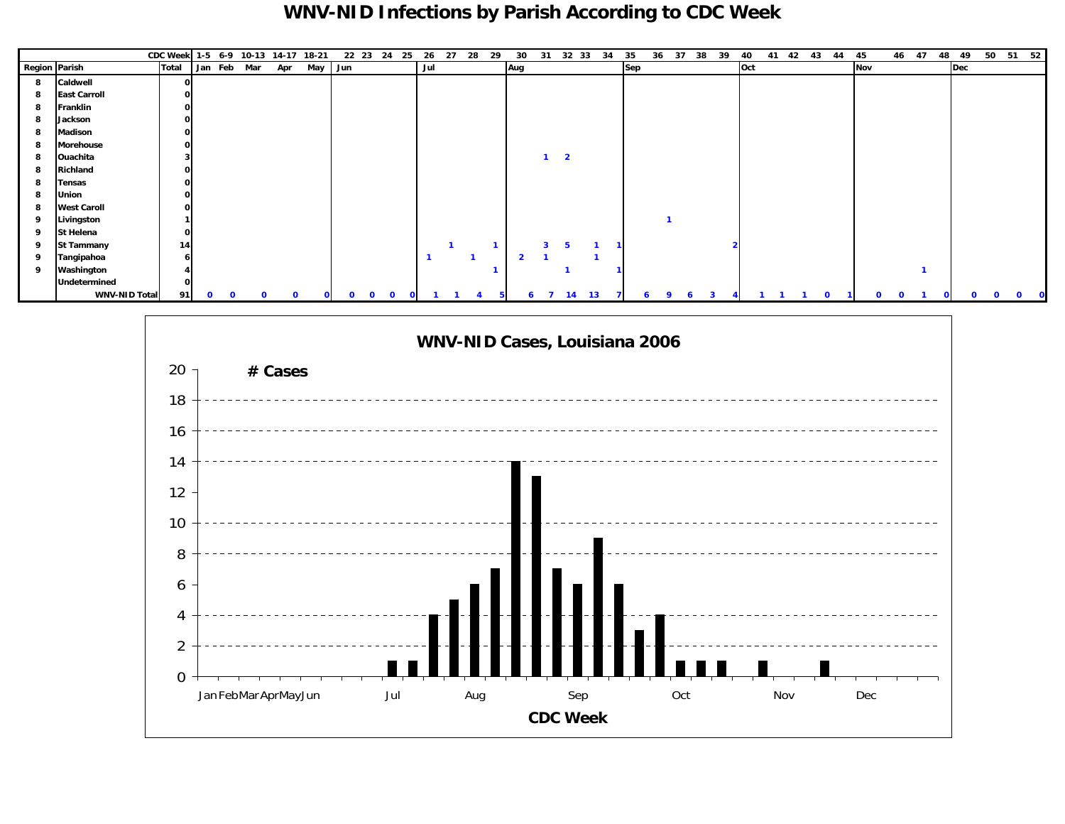# WNV-NID Infections by Parish According to CDC Week

| Region | Parish | Total | 1-5 | 6-9 | 10-13 | 14-17 | 18-21 | 22 | 23 | 24 | 25 | 26 | 27 | 28 | 29 | 30 | 31 | 32 | 33 | 34 | 35 | 36 | 37 | 38 | 39 | 40 | 41 | 42 | 43 | 44 | 45 | 46 | 47 | 48 | 49 | 50 | 51 | 52 |
|---|---|---|---|---|---|---|---|---|---|---|---|---|---|---|---|---|---|---|---|---|---|---|---|---|---|---|---|---|---|---|---|---|---|---|---|---|---|---|
| | | | Jan | Feb | Mar | Apr | May | Jun | | | | Jul | | | | Aug | | | | | Sep | | | | | Oct | | | | | Nov | | | | Dec | | | |
| 8 | Caldwell | 0 | | | | | | | | | | | | | | | | | | | | | | | | | | | | | | | | | | | | |
| 8 | East Carroll | 0 | | | | | | | | | | | | | | | | | | | | | | | | | | | | | | | | | | | | |
| 8 | Franklin | 0 | | | | | | | | | | | | | | | | | | | | | | | | | | | | | | | | | | | | |
| 8 | Jackson | 0 | | | | | | | | | | | | | | | | | | | | | | | | | | | | | | | | | | | | |
| 8 | Madison | 0 | | | | | | | | | | | | | | | | | | | | | | | | | | | | | | | | | | | | |
| 8 | Morehouse | 0 | | | | | | | | | | | | | | | | | | | | | | | | | | | | | | | | | | | | |
| 8 | Ouachita | 3 | | | | | | | | | | | | | | | 1 | 2 | | | | | | | | | | | | | | | | | | | | |
| 8 | Richland | 0 | | | | | | | | | | | | | | | | | | | | | | | | | | | | | | | | | | | | |
| 8 | Tensas | 0 | | | | | | | | | | | | | | | | | | | | | | | | | | | | | | | | | | | | |
| 8 | Union | 0 | | | | | | | | | | | | | | | | | | | | | | | | | | | | | | | | | | | | |
| 8 | West Caroll | 0 | | | | | | | | | | | | | | | | | | | | | | | | | | | | | | | | | | | | |
| 9 | Livingston | 1 | | | | | | | | | | | | | | | | | | | | 1 | | | | | | | | | | | | | | | | |
| 9 | St Helena | 0 | | | | | | | | | | | | | | | | | | | | | | | | | | | | | | | | | | | | |
| 9 | St Tammany | 14 | | | | | | | | | | | 1 | | 1 | | 3 | 5 | 1 | 1 | | | | | 2 | | | | | | | | | | | | | |
| 9 | Tangipahoa | 6 | | | | | | | | | | 1 | | 1 | | 2 | 1 | | 1 | | | | | | | | | | | | | | | | | | | |
| 9 | Washington | 4 | | | | | | | | | | | | | 1 | | | 1 | | 1 | | | | | | | | | | | | | 1 | | | | | |
| | Undetermined | 0 | | | | | | | | | | | | | | | | | | | | | | | | | | | | | | | | | | | | |
| | WNV-NID Total | 91 | 0 | 0 | 0 | 0 | 0 | 0 | 0 | 0 | 0 | 1 | 1 | 4 | 5 | 6 | 7 | 14 | 13 | 7 | 6 | 9 | 6 | 3 | 4 | 1 | 1 | 1 | 0 | 1 | 0 | 0 | 1 | 0 | 0 | 0 | 0 | 0 |

## WNV-NID Cases, Louisiana 2006

# Cases

CDC Week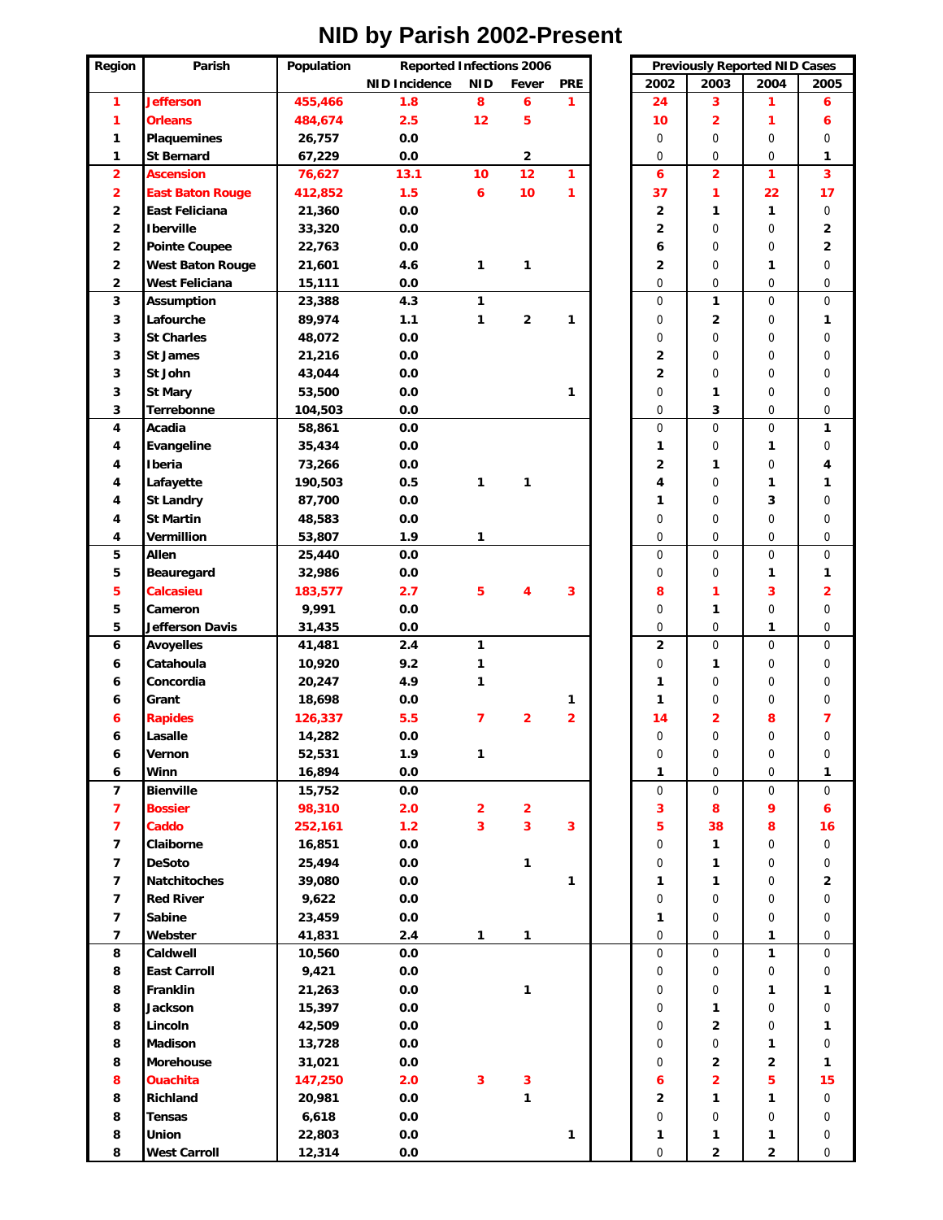# NID by Parish 2002-Present

| Region | Parish | Population | Reported Infections 2006 | | | | Previously Reported NID Cases | | | |
|---|---|---|---|---|---|---|---|---|---|---|
| | | | NID Incidence | NID | Fever | PRE | 2002 | 2003 | 2004 | 2005 |
| 1 | Jefferson | 455,466 | 1.8 | 8 | 6 | 1 | 24 | 3 | 1 | 6 |
| 1 | Orleans | 484,674 | 2.5 | 12 | 5 | | 10 | 2 | 1 | 6 |
| 1 | Plaquemines | 26,757 | 0.0 | | | | 0 | 0 | 0 | 0 |
| 1 | St Bernard | 67,229 | 0.0 | | 2 | | 0 | 0 | 0 | 1 |
| 2 | Ascension | 76,627 | 13.1 | 10 | 12 | 1 | 6 | 2 | 1 | 3 |
| 2 | East Baton Rouge | 412,852 | 1.5 | 6 | 10 | 1 | 37 | 1 | 22 | 17 |
| 2 | East Feliciana | 21,360 | 0.0 | | | | 2 | 1 | 1 | 0 |
| 2 | Iberville | 33,320 | 0.0 | | | | 2 | 0 | 0 | 2 |
| 2 | Pointe Coupee | 22,763 | 0.0 | | | | 6 | 0 | 0 | 2 |
| 2 | West Baton Rouge | 21,601 | 4.6 | 1 | 1 | | 2 | 0 | 1 | 0 |
| 2 | West Feliciana | 15,111 | 0.0 | | | | 0 | 0 | 0 | 0 |
| 3 | Assumption | 23,388 | 4.3 | 1 | | | 0 | 1 | 0 | 0 |
| 3 | Lafourche | 89,974 | 1.1 | 1 | 2 | 1 | 0 | 2 | 0 | 1 |
| 3 | St Charles | 48,072 | 0.0 | | | | 0 | 0 | 0 | 0 |
| 3 | St James | 21,216 | 0.0 | | | | 2 | 0 | 0 | 0 |
| 3 | St John | 43,044 | 0.0 | | | | 2 | 0 | 0 | 0 |
| 3 | St Mary | 53,500 | 0.0 | | | 1 | 0 | 1 | 0 | 0 |
| 3 | Terrebonne | 104,503 | 0.0 | | | | 0 | 3 | 0 | 0 |
| 4 | Acadia | 58,861 | 0.0 | | | | 0 | 0 | 0 | 1 |
| 4 | Evangeline | 35,434 | 0.0 | | | | 1 | 0 | 1 | 0 |
| 4 | Iberia | 73,266 | 0.0 | | | | 2 | 1 | 0 | 4 |
| 4 | Lafayette | 190,503 | 0.5 | 1 | 1 | | 4 | 0 | 1 | 1 |
| 4 | St Landry | 87,700 | 0.0 | | | | 1 | 0 | 3 | 0 |
| 4 | St Martin | 48,583 | 0.0 | | | | 0 | 0 | 0 | 0 |
| 4 | Vermillion | 53,807 | 1.9 | 1 | | | 0 | 0 | 0 | 0 |
| 5 | Allen | 25,440 | 0.0 | | | | 0 | 0 | 0 | 0 |
| 5 | Beauregard | 32,986 | 0.0 | | | | 0 | 0 | 1 | 1 |
| 5 | Calcasieu | 183,577 | 2.7 | 5 | 4 | 3 | 8 | 1 | 3 | 2 |
| 5 | Cameron | 9,991 | 0.0 | | | | 0 | 1 | 0 | 0 |
| 5 | Jefferson Davis | 31,435 | 0.0 | | | | 0 | 0 | 1 | 0 |
| 6 | Avoyelles | 41,481 | 2.4 | 1 | | | 2 | 0 | 0 | 0 |
| 6 | Catahoula | 10,920 | 9.2 | 1 | | | 0 | 1 | 0 | 0 |
| 6 | Concordia | 20,247 | 4.9 | 1 | | | 1 | 0 | 0 | 0 |
| 6 | Grant | 18,698 | 0.0 | | | 1 | 1 | 0 | 0 | 0 |
| 6 | Rapides | 126,337 | 5.5 | 7 | 2 | 2 | 14 | 2 | 8 | 7 |
| 6 | Lasalle | 14,282 | 0.0 | | | | 0 | 0 | 0 | 0 |
| 6 | Vernon | 52,531 | 1.9 | 1 | | | 0 | 0 | 0 | 0 |
| 6 | Winn | 16,894 | 0.0 | | | | 1 | 0 | 0 | 1 |
| 7 | Bienville | 15,752 | 0.0 | | | | 0 | 0 | 0 | 0 |
| 7 | Bossier | 98,310 | 2.0 | 2 | 2 | | 3 | 8 | 9 | 6 |
| 7 | Caddo | 252,161 | 1.2 | 3 | 3 | 3 | 5 | 38 | 8 | 16 |
| 7 | Claiborne | 16,851 | 0.0 | | | | 0 | 1 | 0 | 0 |
| 7 | DeSoto | 25,494 | 0.0 | | 1 | | 0 | 1 | 0 | 0 |
| 7 | Natchitoches | 39,080 | 0.0 | | | 1 | 1 | 1 | 0 | 2 |
| 7 | Red River | 9,622 | 0.0 | | | | 0 | 0 | 0 | 0 |
| 7 | Sabine | 23,459 | 0.0 | | | | 1 | 0 | 0 | 0 |
| 7 | Webster | 41,831 | 2.4 | 1 | 1 | | 0 | 0 | 1 | 0 |
| 8 | Caldwell | 10,560 | 0.0 | | | | 0 | 0 | 1 | 0 |
| 8 | East Carroll | 9,421 | 0.0 | | | | 0 | 0 | 0 | 0 |
| 8 | Franklin | 21,263 | 0.0 | | 1 | | 0 | 0 | 1 | 1 |
| 8 | Jackson | 15,397 | 0.0 | | | | 0 | 1 | 0 | 0 |
| 8 | Lincoln | 42,509 | 0.0 | | | | 0 | 2 | 0 | 1 |
| 8 | Madison | 13,728 | 0.0 | | | | 0 | 0 | 1 | 0 |
| 8 | Morehouse | 31,021 | 0.0 | | | | 0 | 2 | 2 | 1 |
| 8 | Ouachita | 147,250 | 2.0 | 3 | 3 | | 6 | 2 | 5 | 15 |
| 8 | Richland | 20,981 | 0.0 | | 1 | | 2 | 1 | 1 | 0 |
| 8 | Tensas | 6,618 | 0.0 | | | | 0 | 0 | 0 | 0 |
| 8 | Union | 22,803 | 0.0 | | | 1 | 1 | 1 | 1 | 0 |
| 8 | West Carroll | 12,314 | 0.0 | | | | 0 | 2 | 2 | 0 |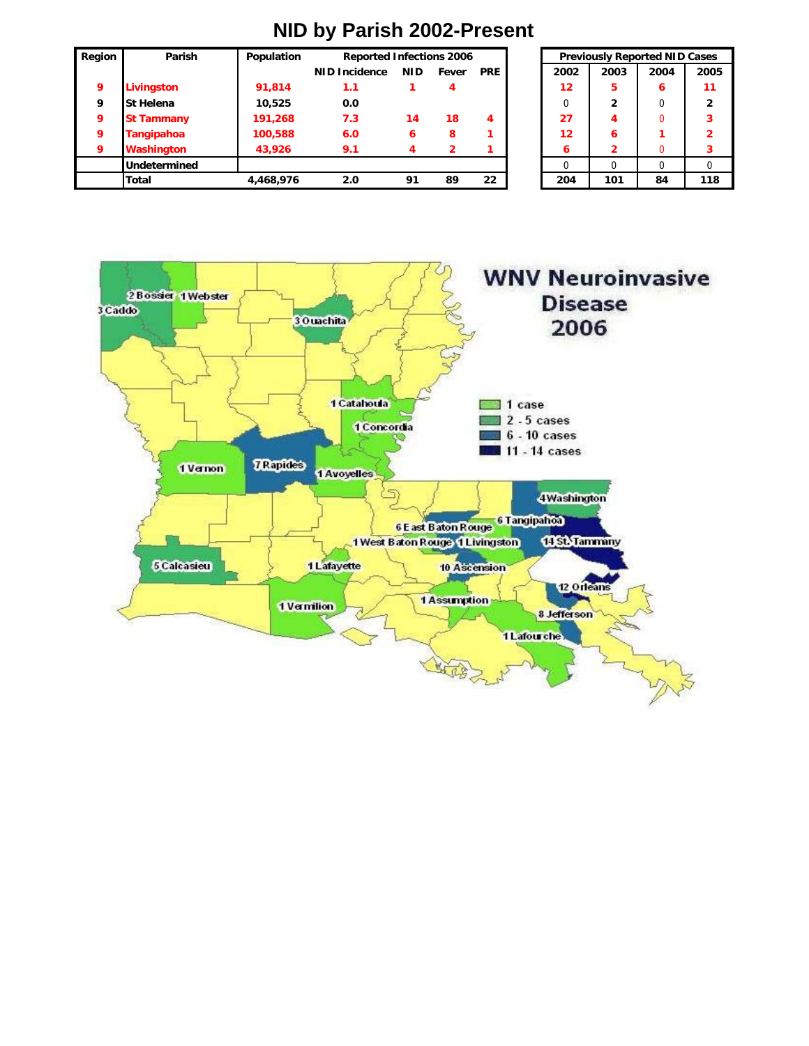# NID by Parish 2002-Present

| Region | Parish | Population | Reported Infections 2006 | | | |
|---|---|---|---|---|---|---|
| | | | NID Incidence | NID | Fever | PRE |
| 9 | Livingston | 91,814 | 1.1 | 1 | 4 | |
| 9 | St Helena | 10,525 | 0.0 | | | |
| 9 | St Tammany | 191,268 | 7.3 | 14 | 18 | 4 |
| 9 | Tangipahoa | 100,588 | 6.0 | 6 | 8 | 1 |
| 9 | Washington | 43,926 | 9.1 | 4 | 2 | 1 |
| | Undetermined | | | | | |
| | Total | 4,468,976 | 2.0 | 91 | 89 | 22 |

| Previously Reported NID Cases | | | |
|---|---|---|---|
| 2002 | 2003 | 2004 | 2005 |
| 12 | 5 | 6 | 11 |
| 0 | 2 | 0 | 2 |
| 27 | 4 | 0 | 3 |
| 12 | 6 | 1 | 2 |
| 6 | 2 | 0 | 3 |
| 0 | 0 | 0 | 0 |
| 204 | 101 | 84 | 118 |

**WNV Neuroinvasive Disease 2006**

Legend: 1 case; 2 - 5 cases; 6 - 10 cases; 11 - 14 cases

2 Bossier, 1 Webster, 3 Caddo, 3 Ouachita, 1 Catahoula, 1 Concordia, 1 Vernon, 7 Rapides, 1 Avoyelles, 4 Washington, 6 East Baton Rouge, 6 Tangipahoa, 1 West Baton Rouge, 1 Livingston, 14 St. Tammany, 5 Calcasieu, 1 Lafayette, 10 Ascension, 12 Orleans, 1 Assumption, 1 Vermilion, 8 Jefferson, 1 Lafourche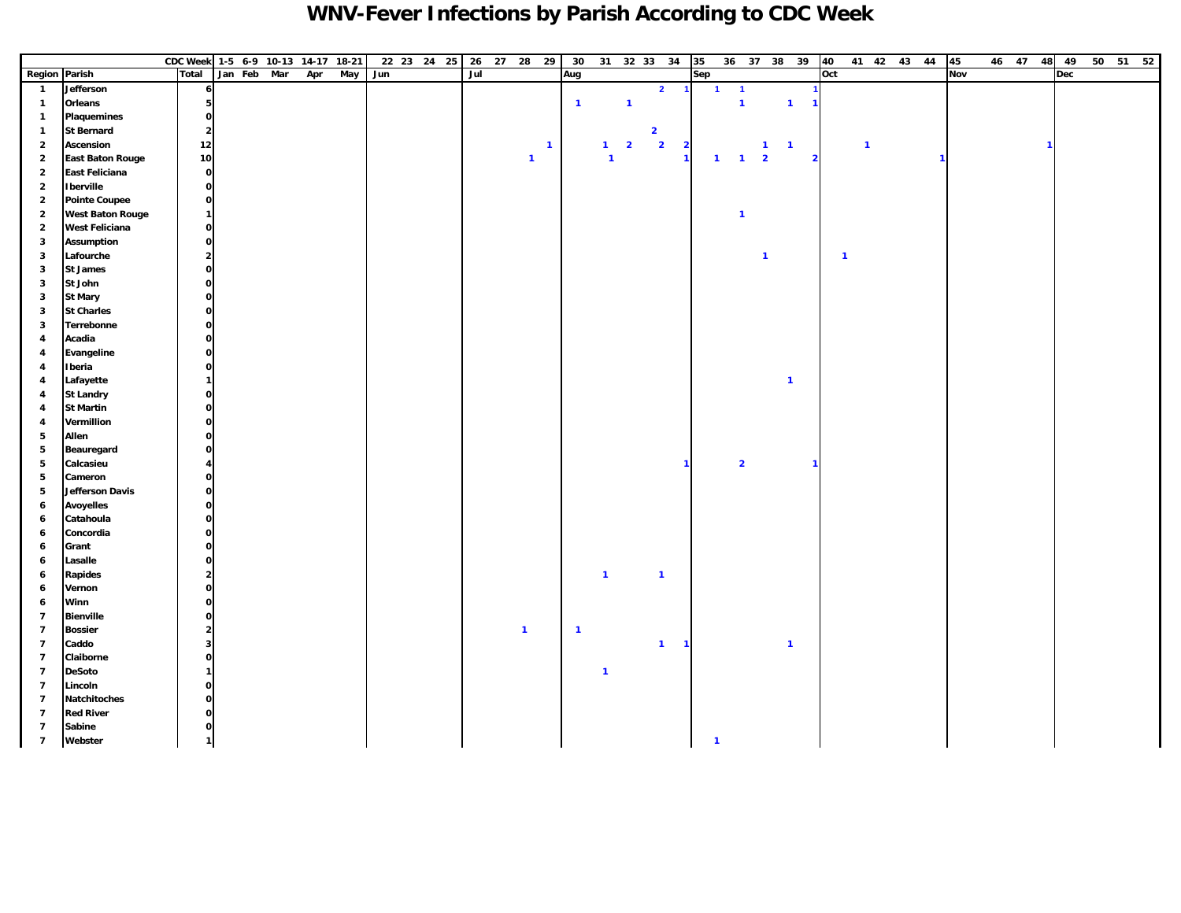# WNV-Fever Infections by Parish According to CDC Week

| Region | Parish | Total | 1-5 | 6-9 | 10-13 | 14-17 | 18-21 | 22 | 23 | 24 | 25 | 26 | 27 | 28 | 29 | 30 | 31 | 32 | 33 | 34 | 35 | 36 | 37 | 38 | 39 | 40 | 41 | 42 | 43 | 44 | 45 | 46 | 47 | 48 | 49 | 50 | 51 | 52 |
|---|---|---|---|---|---|---|---|---|---|---|---|---|---|---|---|---|---|---|---|---|---|---|---|---|---|---|---|---|---|---|---|---|---|---|---|---|---|---|
| | | | Jan | Feb | Mar | Apr | May | Jun | | | | Jul | | | | Aug | | | | | Sep | | | | | Oct | | | | | Nov | | | | Dec | | | |
| 1 | Jefferson | 6 | | | | | | | | | | | | | | | | | 2 | 1 | 1 | 1 | | | 1 | | | | | | | | | | | | | |
| 1 | Orleans | 5 | | | | | | | | | | | | | | 1 | | 1 | | | | 1 | | 1 | 1 | | | | | | | | | | | | | |
| 1 | Plaquemines | 0 | | | | | | | | | | | | | | | | | | | | | | | | | | | | | | | | | | | | |
| 1 | St Bernard | 2 | | | | | | | | | | | | | | | | | 2 | | | | | | | | | | | | | | | | | | | |
| 2 | Ascension | 12 | | | | | | | | | | | | | 1 | | 1 | 2 | 2 | 2 | | | 1 | 1 | | | 1 | | | | | | | 1 | | | | |
| 2 | East Baton Rouge | 10 | | | | | | | | | | | | 1 | | | 1 | | | 1 | 1 | 1 | 2 | | 2 | | | | | 1 | | | | | | | | |
| 2 | East Feliciana | 0 | | | | | | | | | | | | | | | | | | | | | | | | | | | | | | | | | | | | |
| 2 | Iberville | 0 | | | | | | | | | | | | | | | | | | | | | | | | | | | | | | | | | | | | |
| 2 | Pointe Coupee | 0 | | | | | | | | | | | | | | | | | | | | | | | | | | | | | | | | | | | | |
| 2 | West Baton Rouge | 1 | | | | | | | | | | | | | | | | | | | | 1 | | | | | | | | | | | | | | | | |
| 2 | West Feliciana | 0 | | | | | | | | | | | | | | | | | | | | | | | | | | | | | | | | | | | | |
| 3 | Assumption | 0 | | | | | | | | | | | | | | | | | | | | | | | | | | | | | | | | | | | | |
| 3 | Lafourche | 2 | | | | | | | | | | | | | | | | | | | | | 1 | | | 1 | | | | | | | | | | | | |
| 3 | St James | 0 | | | | | | | | | | | | | | | | | | | | | | | | | | | | | | | | | | | | |
| 3 | St John | 0 | | | | | | | | | | | | | | | | | | | | | | | | | | | | | | | | | | | | |
| 3 | St Mary | 0 | | | | | | | | | | | | | | | | | | | | | | | | | | | | | | | | | | | | |
| 3 | St Charles | 0 | | | | | | | | | | | | | | | | | | | | | | | | | | | | | | | | | | | | |
| 3 | Terrebonne | 0 | | | | | | | | | | | | | | | | | | | | | | | | | | | | | | | | | | | | |
| 4 | Acadia | 0 | | | | | | | | | | | | | | | | | | | | | | | | | | | | | | | | | | | | |
| 4 | Evangeline | 0 | | | | | | | | | | | | | | | | | | | | | | | | | | | | | | | | | | | | |
| 4 | Iberia | 0 | | | | | | | | | | | | | | | | | | | | | | | | | | | | | | | | | | | | |
| 4 | Lafayette | 1 | | | | | | | | | | | | | | | | | | | | | | 1 | | | | | | | | | | | | | | |
| 4 | St Landry | 0 | | | | | | | | | | | | | | | | | | | | | | | | | | | | | | | | | | | | |
| 4 | St Martin | 0 | | | | | | | | | | | | | | | | | | | | | | | | | | | | | | | | | | | | |
| 4 | Vermillion | 0 | | | | | | | | | | | | | | | | | | | | | | | | | | | | | | | | | | | | |
| 5 | Allen | 0 | | | | | | | | | | | | | | | | | | | | | | | | | | | | | | | | | | | | |
| 5 | Beauregard | 0 | | | | | | | | | | | | | | | | | | | | | | | | | | | | | | | | | | | | |
| 5 | Calcasieu | 4 | | | | | | | | | | | | | | | | | | 1 | | 2 | | | 1 | | | | | | | | | | | | | |
| 5 | Cameron | 0 | | | | | | | | | | | | | | | | | | | | | | | | | | | | | | | | | | | | |
| 5 | Jefferson Davis | 0 | | | | | | | | | | | | | | | | | | | | | | | | | | | | | | | | | | | | |
| 6 | Avoyelles | 0 | | | | | | | | | | | | | | | | | | | | | | | | | | | | | | | | | | | | |
| 6 | Catahoula | 0 | | | | | | | | | | | | | | | | | | | | | | | | | | | | | | | | | | | | |
| 6 | Concordia | 0 | | | | | | | | | | | | | | | | | | | | | | | | | | | | | | | | | | | | |
| 6 | Grant | 0 | | | | | | | | | | | | | | | | | | | | | | | | | | | | | | | | | | | | |
| 6 | Lasalle | 0 | | | | | | | | | | | | | | | | | | | | | | | | | | | | | | | | | | | | |
| 6 | Rapides | 2 | | | | | | | | | | | | | | | 1 | | 1 | | | | | | | | | | | | | | | | | | | |
| 6 | Vernon | 0 | | | | | | | | | | | | | | | | | | | | | | | | | | | | | | | | | | | | |
| 6 | Winn | 0 | | | | | | | | | | | | | | | | | | | | | | | | | | | | | | | | | | | | |
| 7 | Bienville | 0 | | | | | | | | | | | | | | | | | | | | | | | | | | | | | | | | | | | | |
| 7 | Bossier | 2 | | | | | | | | | | | | 1 | | 1 | | | | | | | | | | | | | | | | | | | | | | |
| 7 | Caddo | 3 | | | | | | | | | | | | | | | | | 1 | 1 | | | | 1 | | | | | | | | | | | | | | |
| 7 | Claiborne | 0 | | | | | | | | | | | | | | | | | | | | | | | | | | | | | | | | | | | | |
| 7 | DeSoto | 1 | | | | | | | | | | | | | | | 1 | | | | | | | | | | | | | | | | | | | | | |
| 7 | Lincoln | 0 | | | | | | | | | | | | | | | | | | | | | | | | | | | | | | | | | | | | |
| 7 | Natchitoches | 0 | | | | | | | | | | | | | | | | | | | | | | | | | | | | | | | | | | | | |
| 7 | Red River | 0 | | | | | | | | | | | | | | | | | | | | | | | | | | | | | | | | | | | | |
| 7 | Sabine | 0 | | | | | | | | | | | | | | | | | | | | | | | | | | | | | | | | | | | | |
| 7 | Webster | 1 | | | | | | | | | | | | | | | | | | | 1 | | | | | | | | | | | | | | | | | |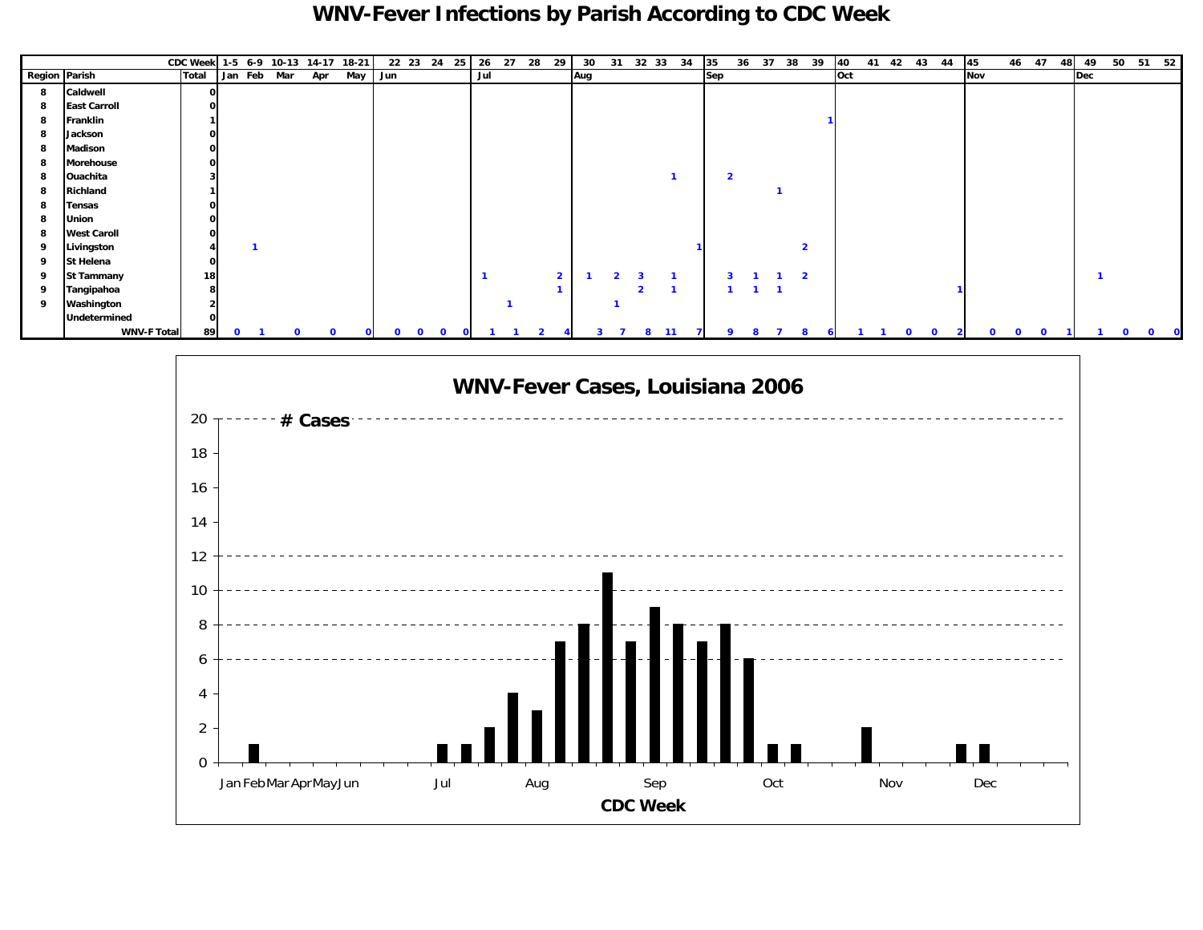# WNV-Fever Infections by Parish According to CDC Week

| Region | Parish | Total | 1-5 | 6-9 | 10-13 | 14-17 | 18-21 | 22 | 23 | 24 | 25 | 26 | 27 | 28 | 29 | 30 | 31 | 32 | 33 | 34 | 35 | 36 | 37 | 38 | 39 | 40 | 41 | 42 | 43 | 44 | 45 | 46 | 47 | 48 | 49 | 50 | 51 | 52 |
|---|---|---|---|---|---|---|---|---|---|---|---|---|---|---|---|---|---|---|---|---|---|---|---|---|---|---|---|---|---|---|---|---|---|---|---|---|---|---|
| | | | Jan | Feb | Mar | Apr | May | Jun | | | | Jul | | | | Aug | | | | | Sep | | | | | Oct | | | | | Nov | | | | Dec | | | |
| 8 | Caldwell | 0 | | | | | | | | | | | | | | | | | | | | | | | | | | | | | | | | | | | | |
| 8 | East Carroll | 0 | | | | | | | | | | | | | | | | | | | | | | | | | | | | | | | | | | | | |
| 8 | Franklin | 1 | | | | | | | | | | | | | | | | | | | | | | | 1 | | | | | | | | | | | | | |
| 8 | Jackson | 0 | | | | | | | | | | | | | | | | | | | | | | | | | | | | | | | | | | | | |
| 8 | Madison | 0 | | | | | | | | | | | | | | | | | | | | | | | | | | | | | | | | | | | | |
| 8 | Morehouse | 0 | | | | | | | | | | | | | | | | | | | | | | | | | | | | | | | | | | | | |
| 8 | Ouachita | 3 | | | | | | | | | | | | | | | | | 1 | | 2 | | | | | | | | | | | | | | | | | |
| 8 | Richland | 1 | | | | | | | | | | | | | | | | | | | | | 1 | | | | | | | | | | | | | | | |
| 8 | Tensas | 0 | | | | | | | | | | | | | | | | | | | | | | | | | | | | | | | | | | | | |
| 8 | Union | 0 | | | | | | | | | | | | | | | | | | | | | | | | | | | | | | | | | | | | |
| 8 | West Caroll | 0 | | | | | | | | | | | | | | | | | | | | | | | | | | | | | | | | | | | | |
| 9 | Livingston | 4 | | 1 | | | | | | | | | | | | | | | | 1 | | | | 2 | | | | | | | | | | | | | | |
| 9 | St Helena | 0 | | | | | | | | | | | | | | | | | | | | | | | | | | | | | | | | | | | | |
| 9 | St Tammany | 18 | | | | | | | | | | 1 | | | 2 | 1 | 2 | 3 | 1 | | 3 | 1 | 1 | 2 | | | | | | | | | | | 1 | | | |
| 9 | Tangipahoa | 8 | | | | | | | | | | | | | 1 | | | 2 | 1 | | 1 | 1 | 1 | | | | | | | 1 | | | | | | | | |
| 9 | Washington | 2 | | | | | | | | | | | 1 | | | | 1 | | | | | | | | | | | | | | | | | | | | | |
| | Undetermined | 0 | | | | | | | | | | | | | | | | | | | | | | | | | | | | | | | | | | | | |
| | WNV-F Total | 89 | 0 | 1 | 0 | 0 | 0 | 0 | 0 | 0 | 0 | 1 | 1 | 2 | 4 | 3 | 7 | 8 | 11 | 7 | 9 | 8 | 7 | 8 | 6 | 1 | 1 | 0 | 0 | 2 | 0 | 0 | 0 | 1 | 1 | 0 | 0 | 0 |

## WNV-Fever Cases, Louisiana 2006

# Cases

CDC Week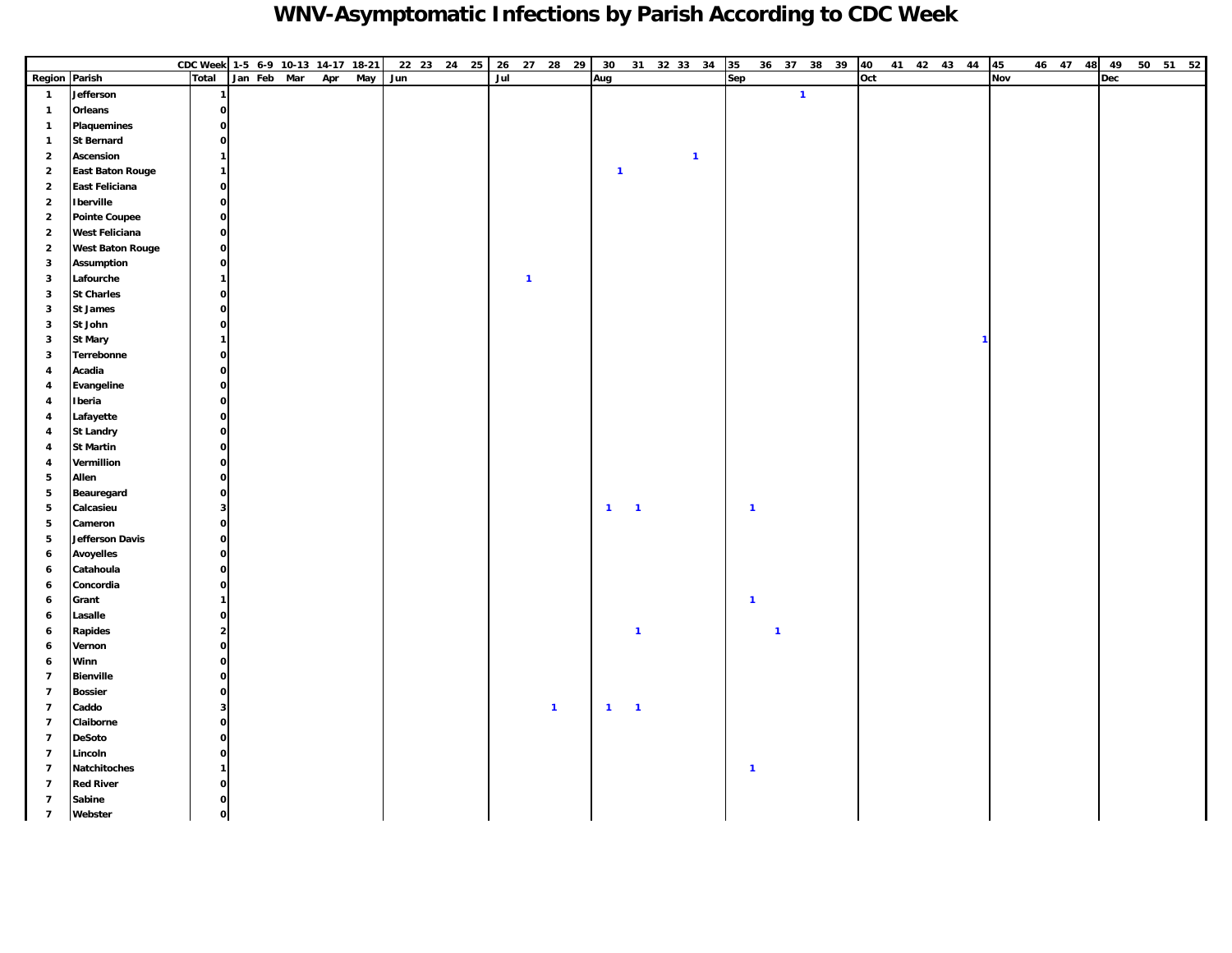# WNV-Asymptomatic Infections by Parish According to CDC Week

| | | CDC Week | 1-5 | 6-9 | 10-13 | 14-17 | 18-21 | 22 | 23 | 24 | 25 | 26 | 27 | 28 | 29 | 30 | 31 | 32 | 33 | 34 | 35 | 36 | 37 | 38 | 39 | 40 | 41 | 42 | 43 | 44 | 45 | 46 | 47 | 48 | 49 | 50 | 51 | 52 |
|---|---|---|---|---|---|---|---|---|---|---|---|---|---|---|---|---|---|---|---|---|---|---|---|---|---|---|---|---|---|---|---|---|---|---|---|---|---|---|
| Region | Parish | Total | Jan | Feb | Mar | Apr | May | Jun | | | | Jul | | | | Aug | | | | | Sep | | | | | Oct | | | | | Nov | | | | Dec | | | |
| 1 | Jefferson | 1 | | | | | | | | | | | | | | | | | | | | | 1 | | | | | | | | | | | | | | | |
| 1 | Orleans | 0 | | | | | | | | | | | | | | | | | | | | | | | | | | | | | | | | | | | | |
| 1 | Plaquemines | 0 | | | | | | | | | | | | | | | | | | | | | | | | | | | | | | | | | | | | |
| 1 | St Bernard | 0 | | | | | | | | | | | | | | | | | | | | | | | | | | | | | | | | | | | | |
| 2 | Ascension | 1 | | | | | | | | | | | | | | | | | 1 | | | | | | | | | | | | | | | | | | | |
| 2 | East Baton Rouge | 1 | | | | | | | | | | | | | | 1 | | | | | | | | | | | | | | | | | | | | | | |
| 2 | East Feliciana | 0 | | | | | | | | | | | | | | | | | | | | | | | | | | | | | | | | | | | | |
| 2 | Iberville | 0 | | | | | | | | | | | | | | | | | | | | | | | | | | | | | | | | | | | | |
| 2 | Pointe Coupee | 0 | | | | | | | | | | | | | | | | | | | | | | | | | | | | | | | | | | | | |
| 2 | West Feliciana | 0 | | | | | | | | | | | | | | | | | | | | | | | | | | | | | | | | | | | | |
| 2 | West Baton Rouge | 0 | | | | | | | | | | | | | | | | | | | | | | | | | | | | | | | | | | | | |
| 3 | Assumption | 0 | | | | | | | | | | | | | | | | | | | | | | | | | | | | | | | | | | | | |
| 3 | Lafourche | 1 | | | | | | | | | | | 1 | | | | | | | | | | | | | | | | | | | | | | | | | |
| 3 | St Charles | 0 | | | | | | | | | | | | | | | | | | | | | | | | | | | | | | | | | | | | |
| 3 | St James | 0 | | | | | | | | | | | | | | | | | | | | | | | | | | | | | | | | | | | | |
| 3 | St John | 0 | | | | | | | | | | | | | | | | | | | | | | | | | | | | | | | | | | | | |
| 3 | St Mary | 1 | | | | | | | | | | | | | | | | | | | | | | | | | | | | 1 | | | | | | | | |
| 3 | Terrebonne | 0 | | | | | | | | | | | | | | | | | | | | | | | | | | | | | | | | | | | | |
| 4 | Acadia | 0 | | | | | | | | | | | | | | | | | | | | | | | | | | | | | | | | | | | | |
| 4 | Evangeline | 0 | | | | | | | | | | | | | | | | | | | | | | | | | | | | | | | | | | | | |
| 4 | Iberia | 0 | | | | | | | | | | | | | | | | | | | | | | | | | | | | | | | | | | | | |
| 4 | Lafayette | 0 | | | | | | | | | | | | | | | | | | | | | | | | | | | | | | | | | | | | |
| 4 | St Landry | 0 | | | | | | | | | | | | | | | | | | | | | | | | | | | | | | | | | | | | |
| 4 | St Martin | 0 | | | | | | | | | | | | | | | | | | | | | | | | | | | | | | | | | | | | |
| 4 | Vermillion | 0 | | | | | | | | | | | | | | | | | | | | | | | | | | | | | | | | | | | | |
| 5 | Allen | 0 | | | | | | | | | | | | | | | | | | | | | | | | | | | | | | | | | | | | |
| 5 | Beauregard | 0 | | | | | | | | | | | | | | | | | | | | | | | | | | | | | | | | | | | | |
| 5 | Calcasieu | 3 | | | | | | | | | | | | | | 1 | 1 | | | | 1 | | | | | | | | | | | | | | | | | |
| 5 | Cameron | 0 | | | | | | | | | | | | | | | | | | | | | | | | | | | | | | | | | | | | |
| 5 | Jefferson Davis | 0 | | | | | | | | | | | | | | | | | | | | | | | | | | | | | | | | | | | | |
| 6 | Avoyelles | 0 | | | | | | | | | | | | | | | | | | | | | | | | | | | | | | | | | | | | |
| 6 | Catahoula | 0 | | | | | | | | | | | | | | | | | | | | | | | | | | | | | | | | | | | | |
| 6 | Concordia | 0 | | | | | | | | | | | | | | | | | | | | | | | | | | | | | | | | | | | | |
| 6 | Grant | 1 | | | | | | | | | | | | | | | | | | | 1 | | | | | | | | | | | | | | | | | |
| 6 | Lasalle | 0 | | | | | | | | | | | | | | | | | | | | | | | | | | | | | | | | | | | | |
| 6 | Rapides | 2 | | | | | | | | | | | | | | | 1 | | | | | 1 | | | | | | | | | | | | | | | | |
| 6 | Vernon | 0 | | | | | | | | | | | | | | | | | | | | | | | | | | | | | | | | | | | | |
| 6 | Winn | 0 | | | | | | | | | | | | | | | | | | | | | | | | | | | | | | | | | | | | |
| 7 | Bienville | 0 | | | | | | | | | | | | | | | | | | | | | | | | | | | | | | | | | | | | |
| 7 | Bossier | 0 | | | | | | | | | | | | | | | | | | | | | | | | | | | | | | | | | | | | |
| 7 | Caddo | 3 | | | | | | | | | | | | 1 | | 1 | 1 | | | | | | | | | | | | | | | | | | | | | |
| 7 | Claiborne | 0 | | | | | | | | | | | | | | | | | | | | | | | | | | | | | | | | | | | | |
| 7 | DeSoto | 0 | | | | | | | | | | | | | | | | | | | | | | | | | | | | | | | | | | | | |
| 7 | Lincoln | 0 | | | | | | | | | | | | | | | | | | | | | | | | | | | | | | | | | | | | |
| 7 | Natchitoches | 1 | | | | | | | | | | | | | | | | | | | 1 | | | | | | | | | | | | | | | | | |
| 7 | Red River | 0 | | | | | | | | | | | | | | | | | | | | | | | | | | | | | | | | | | | | |
| 7 | Sabine | 0 | | | | | | | | | | | | | | | | | | | | | | | | | | | | | | | | | | | | |
| 7 | Webster | 0 | | | | | | | | | | | | | | | | | | | | | | | | | | | | | | | | | | | | |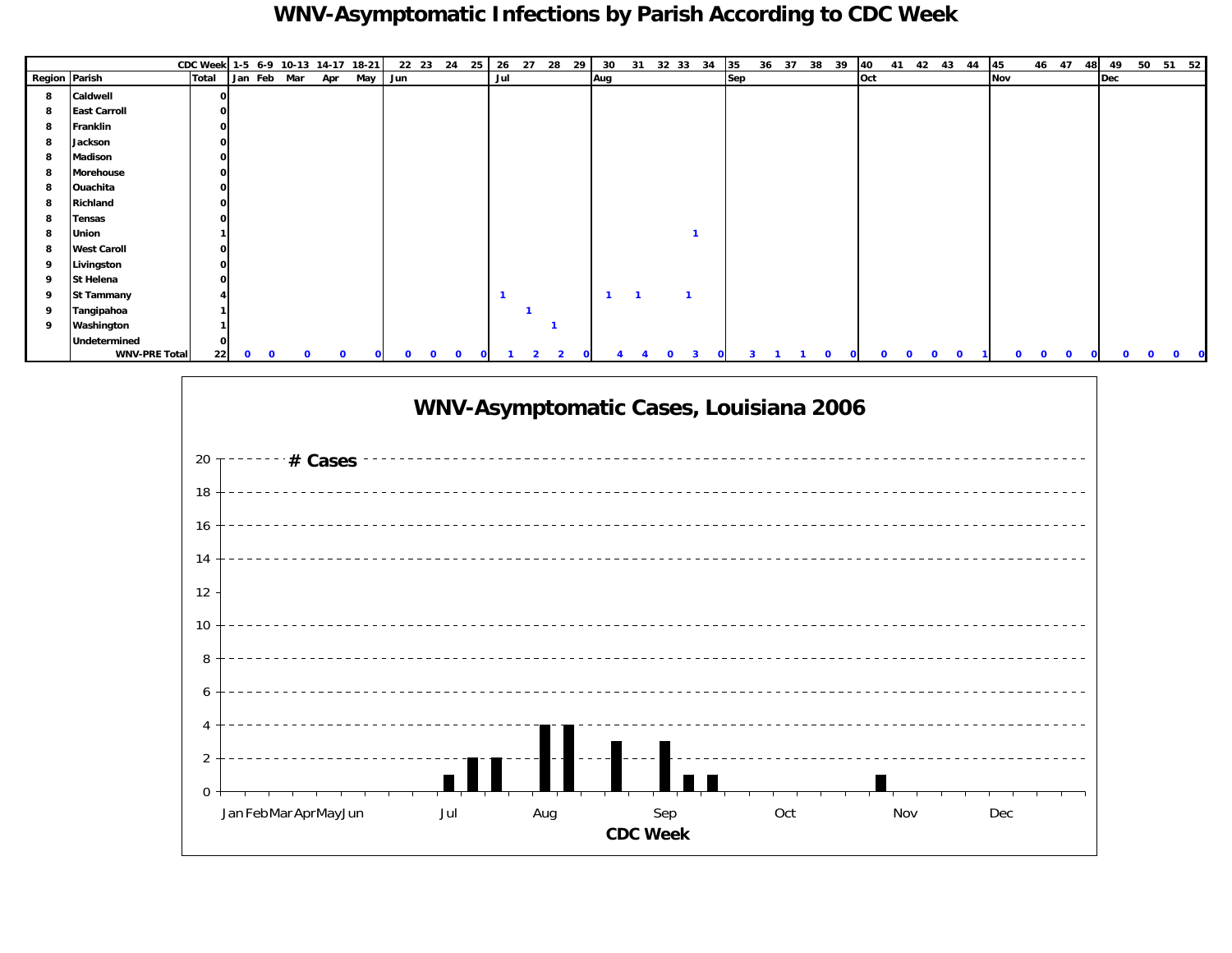# WNV-Asymptomatic Infections by Parish According to CDC Week

| Region | Parish | Total | 1-5 | 6-9 | 10-13 | 14-17 | 18-21 | 22 | 23 | 24 | 25 | 26 | 27 | 28 | 29 | 30 | 31 | 32 | 33 | 34 | 35 | 36 | 37 | 38 | 39 | 40 | 41 | 42 | 43 | 44 | 45 | 46 | 47 | 48 | 49 | 50 | 51 | 52 |
|---|---|---|---|---|---|---|---|---|---|---|---|---|---|---|---|---|---|---|---|---|---|---|---|---|---|---|---|---|---|---|---|---|---|---|---|---|---|---|
| | | | Jan | Feb | Mar | Apr | May | Jun | | | | Jul | | | | Aug | | | | | Sep | | | | | Oct | | | | | Nov | | | | Dec | | | |
| 8 | Caldwell | 0 | | | | | | | | | | | | | | | | | | | | | | | | | | | | | | | | | | | | |
| 8 | East Carroll | 0 | | | | | | | | | | | | | | | | | | | | | | | | | | | | | | | | | | | | |
| 8 | Franklin | 0 | | | | | | | | | | | | | | | | | | | | | | | | | | | | | | | | | | | | |
| 8 | Jackson | 0 | | | | | | | | | | | | | | | | | | | | | | | | | | | | | | | | | | | | |
| 8 | Madison | 0 | | | | | | | | | | | | | | | | | | | | | | | | | | | | | | | | | | | | |
| 8 | Morehouse | 0 | | | | | | | | | | | | | | | | | | | | | | | | | | | | | | | | | | | | |
| 8 | Ouachita | 0 | | | | | | | | | | | | | | | | | | | | | | | | | | | | | | | | | | | | |
| 8 | Richland | 0 | | | | | | | | | | | | | | | | | | | | | | | | | | | | | | | | | | | | |
| 8 | Tensas | 0 | | | | | | | | | | | | | | | | | | | | | | | | | | | | | | | | | | | | |
| 8 | Union | 1 | | | | | | | | | | | | | | | | | 1 | | | | | | | | | | | | | | | | | | | |
| 8 | West Caroll | 0 | | | | | | | | | | | | | | | | | | | | | | | | | | | | | | | | | | | | |
| 9 | Livingston | 0 | | | | | | | | | | | | | | | | | | | | | | | | | | | | | | | | | | | | |
| 9 | St Helena | 0 | | | | | | | | | | | | | | | | | | | | | | | | | | | | | | | | | | | | |
| 9 | St Tammany | 4 | | | | | | | | | | 1 | | | | 1 | 1 | | 1 | | | | | | | | | | | | | | | | | | | |
| 9 | Tangipahoa | 1 | | | | | | | | | | | 1 | | | | | | | | | | | | | | | | | | | | | | | | | |
| 9 | Washington | 1 | | | | | | | | | | | | 1 | | | | | | | | | | | | | | | | | | | | | | | | |
| | Undetermined | 0 | | | | | | | | | | | | | | | | | | | | | | | | | | | | | | | | | | | | |
| | WNV-PRE Total | 22 | 0 | 0 | 0 | 0 | 0 | 0 | 0 | 0 | 0 | 1 | 2 | 2 | 0 | 4 | 4 | 0 | 3 | 0 | 3 | 1 | 1 | 0 | 0 | 0 | 0 | 0 | 0 | 1 | 0 | 0 | 0 | 0 | 0 | 0 | 0 | 0 |

## WNV-Asymptomatic Cases, Louisiana 2006

# Cases

CDC Week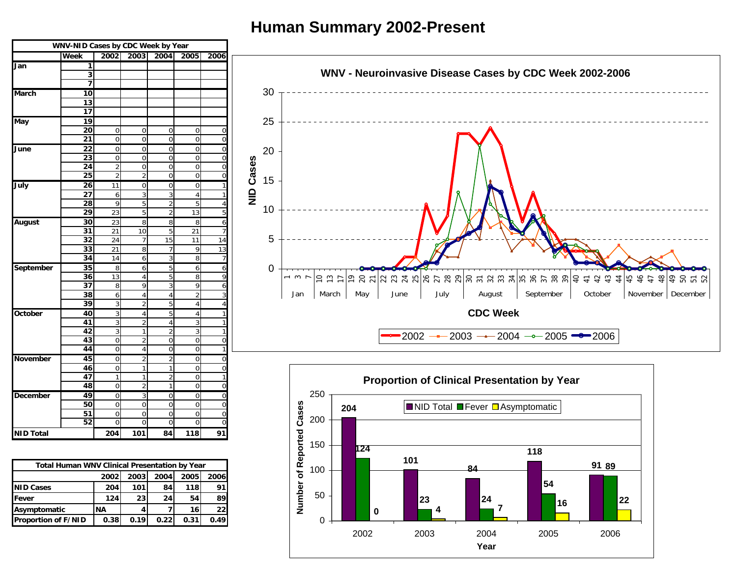# Human Summary 2002-Present

| WNV-NID Cases by CDC Week by Year | | | | | | |
|---|---|---|---|---|---|---|
| | Week | 2002 | 2003 | 2004 | 2005 | 2006 |
| Jan | 1 | | | | | |
| | 3 | | | | | |
| | 7 | | | | | |
| March | 10 | | | | | |
| | 13 | | | | | |
| | 17 | | | | | |
| May | 19 | | | | | |
| | 20 | 0 | 0 | 0 | 0 | 0 |
| | 21 | 0 | 0 | 0 | 0 | 0 |
| June | 22 | 0 | 0 | 0 | 0 | 0 |
| | 23 | 0 | 0 | 0 | 0 | 0 |
| | 24 | 2 | 0 | 0 | 0 | 0 |
| | 25 | 2 | 2 | 0 | 0 | 0 |
| July | 26 | 11 | 0 | 0 | 0 | 1 |
| | 27 | 6 | 3 | 3 | 4 | 1 |
| | 28 | 9 | 5 | 2 | 5 | 4 |
| | 29 | 23 | 5 | 2 | 13 | 5 |
| August | 30 | 23 | 8 | 8 | 8 | 6 |
| | 31 | 21 | 10 | 5 | 21 | 7 |
| | 32 | 24 | 7 | 15 | 11 | 14 |
| | 33 | 21 | 8 | 7 | 9 | 13 |
| | 34 | 14 | 6 | 3 | 8 | 7 |
| September | 35 | 8 | 6 | 5 | 6 | 6 |
| | 36 | 13 | 4 | 5 | 8 | 9 |
| | 37 | 8 | 9 | 3 | 9 | 6 |
| | 38 | 6 | 4 | 4 | 2 | 3 |
| | 39 | 3 | 2 | 5 | 4 | 4 |
| October | 40 | 3 | 4 | 5 | 4 | 1 |
| | 41 | 3 | 2 | 4 | 3 | 1 |
| | 42 | 3 | 1 | 2 | 3 | 1 |
| | 43 | 0 | 2 | 0 | 0 | 0 |
| | 44 | 0 | 4 | 0 | 0 | 1 |
| November | 45 | 0 | 2 | 2 | 0 | 0 |
| | 46 | 0 | 1 | 1 | 0 | 0 |
| | 47 | 1 | 1 | 2 | 0 | 1 |
| | 48 | 0 | 2 | 1 | 0 | 0 |
| December | 49 | 0 | 3 | 0 | 0 | 0 |
| | 50 | 0 | 0 | 0 | 0 | 0 |
| | 51 | 0 | 0 | 0 | 0 | 0 |
| | 52 | 0 | 0 | 0 | 0 | 0 |
| NID Total | | 204 | 101 | 84 | 118 | 91 |

| Total Human WNV Clinical Presentation by Year | | | | | |
|---|---|---|---|---|---|
| | 2002 | 2003 | 2004 | 2005 | 2006 |
| NID Cases | 204 | 101 | 84 | 118 | 91 |
| Fever | 124 | 23 | 24 | 54 | 89 |
| Asymptomatic | NA | 4 | 7 | 16 | 22 |
| Proportion of F/NID | 0.38 | 0.19 | 0.22 | 0.31 | 0.49 |

**WNV - Neuroinvasive Disease Cases by CDC Week 2002-2006**

**Proportion of Clinical Presentation by Year**

| Year | NID Total | Fever | Asymptomatic |
|---|---|---|---|
| 2002 | 204 | 124 | 0 |
| 2003 | 101 | 23 | 4 |
| 2004 | 84 | 24 | 7 |
| 2005 | 118 | 54 | 16 |
| 2006 | 91 | 89 | 22 |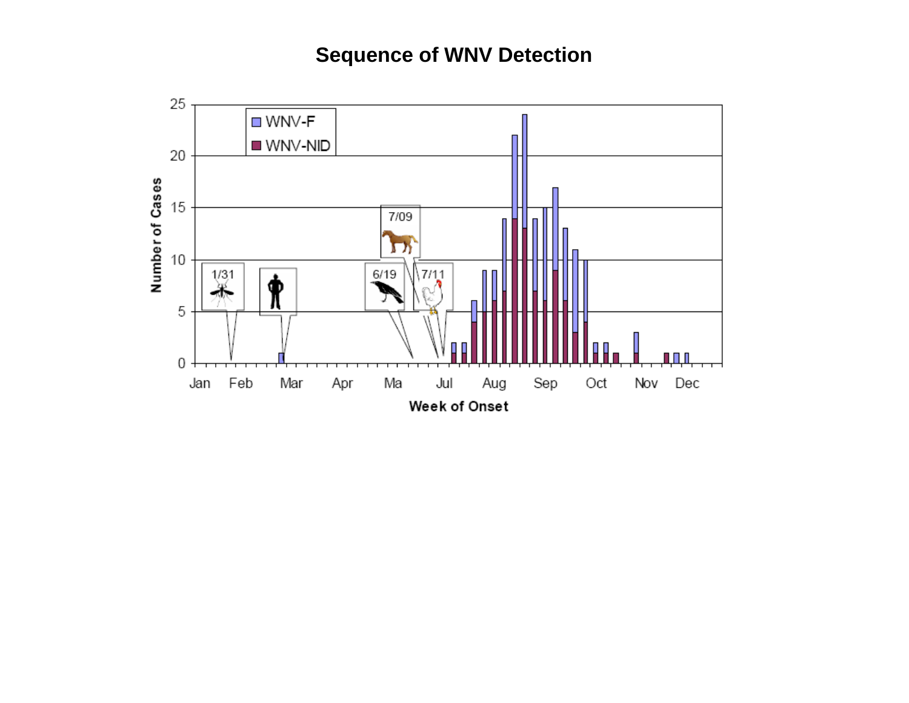# Sequence of WNV Detection

Number of Cases

WNV-F

WNV-NID

1/31

6/19

7/09

7/11

Jan Feb Mar Apr Ma Jul Aug Sep Oct Nov Dec

Week of Onset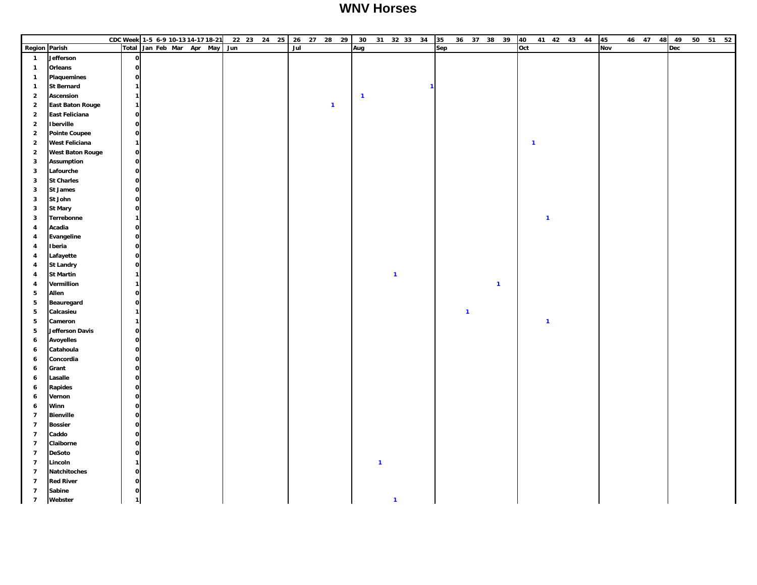# WNV Horses

| | | CDC Week | 1-5 | 6-9 | 10-13 | 14-17 | 18-21 | 22 | 23 | 24 | 25 | 26 | 27 | 28 | 29 | 30 | 31 | 32 | 33 | 34 | 35 | 36 | 37 | 38 | 39 | 40 | 41 | 42 | 43 | 44 | 45 | 46 | 47 | 48 | 49 | 50 | 51 | 52 |
|---|---|---|---|---|---|---|---|---|---|---|---|---|---|---|---|---|---|---|---|---|---|---|---|---|---|---|---|---|---|---|---|---|---|---|---|---|---|---|
| Region | Parish | Total | Jan | Feb | Mar | Apr | May | Jun | | | | Jul | | | | Aug | | | | | Sep | | | | | Oct | | | | | Nov | | | | Dec | | | |
| 1 | Jefferson | 0 | | | | | | | | | | | | | | | | | | | | | | | | | | | | | | | | | | | | |
| 1 | Orleans | 0 | | | | | | | | | | | | | | | | | | | | | | | | | | | | | | | | | | | | |
| 1 | Plaquemines | 0 | | | | | | | | | | | | | | | | | | | | | | | | | | | | | | | | | | | | |
| 1 | St Bernard | 1 | | | | | | | | | | | | | | | | | | 1 | | | | | | | | | | | | | | | | | | |
| 2 | Ascension | 1 | | | | | | | | | | | | | | 1 | | | | | | | | | | | | | | | | | | | | | | |
| 2 | East Baton Rouge | 1 | | | | | | | | | | | | 1 | | | | | | | | | | | | | | | | | | | | | | | | |
| 2 | East Feliciana | 0 | | | | | | | | | | | | | | | | | | | | | | | | | | | | | | | | | | | | |
| 2 | Iberville | 0 | | | | | | | | | | | | | | | | | | | | | | | | | | | | | | | | | | | | |
| 2 | Pointe Coupee | 0 | | | | | | | | | | | | | | | | | | | | | | | | | | | | | | | | | | | | |
| 2 | West Feliciana | 1 | | | | | | | | | | | | | | | | | | | | | | | | 1 | | | | | | | | | | | | |
| 2 | West Baton Rouge | 0 | | | | | | | | | | | | | | | | | | | | | | | | | | | | | | | | | | | | |
| 3 | Assumption | 0 | | | | | | | | | | | | | | | | | | | | | | | | | | | | | | | | | | | | |
| 3 | Lafourche | 0 | | | | | | | | | | | | | | | | | | | | | | | | | | | | | | | | | | | | |
| 3 | St Charles | 0 | | | | | | | | | | | | | | | | | | | | | | | | | | | | | | | | | | | | |
| 3 | St James | 0 | | | | | | | | | | | | | | | | | | | | | | | | | | | | | | | | | | | | |
| 3 | St John | 0 | | | | | | | | | | | | | | | | | | | | | | | | | | | | | | | | | | | | |
| 3 | St Mary | 0 | | | | | | | | | | | | | | | | | | | | | | | | | | | | | | | | | | | | |
| 3 | Terrebonne | 1 | | | | | | | | | | | | | | | | | | | | | | | | | 1 | | | | | | | | | | | |
| 4 | Acadia | 0 | | | | | | | | | | | | | | | | | | | | | | | | | | | | | | | | | | | | |
| 4 | Evangeline | 0 | | | | | | | | | | | | | | | | | | | | | | | | | | | | | | | | | | | | |
| 4 | Iberia | 0 | | | | | | | | | | | | | | | | | | | | | | | | | | | | | | | | | | | | |
| 4 | Lafayette | 0 | | | | | | | | | | | | | | | | | | | | | | | | | | | | | | | | | | | | |
| 4 | St Landry | 0 | | | | | | | | | | | | | | | | | | | | | | | | | | | | | | | | | | | | |
| 4 | St Martin | 1 | | | | | | | | | | | | | | | | 1 | | | | | | | | | | | | | | | | | | | | |
| 4 | Vermillion | 1 | | | | | | | | | | | | | | | | | | | | | | 1 | | | | | | | | | | | | | | |
| 5 | Allen | 0 | | | | | | | | | | | | | | | | | | | | | | | | | | | | | | | | | | | | |
| 5 | Beauregard | 0 | | | | | | | | | | | | | | | | | | | | | | | | | | | | | | | | | | | | |
| 5 | Calcasieu | 1 | | | | | | | | | | | | | | | | | | | | 1 | | | | | | | | | | | | | | | | |
| 5 | Cameron | 1 | | | | | | | | | | | | | | | | | | | | | | | | | 1 | | | | | | | | | | | |
| 5 | Jefferson Davis | 0 | | | | | | | | | | | | | | | | | | | | | | | | | | | | | | | | | | | | |
| 6 | Avoyelles | 0 | | | | | | | | | | | | | | | | | | | | | | | | | | | | | | | | | | | | |
| 6 | Catahoula | 0 | | | | | | | | | | | | | | | | | | | | | | | | | | | | | | | | | | | | |
| 6 | Concordia | 0 | | | | | | | | | | | | | | | | | | | | | | | | | | | | | | | | | | | | |
| 6 | Grant | 0 | | | | | | | | | | | | | | | | | | | | | | | | | | | | | | | | | | | | |
| 6 | Lasalle | 0 | | | | | | | | | | | | | | | | | | | | | | | | | | | | | | | | | | | | |
| 6 | Rapides | 0 | | | | | | | | | | | | | | | | | | | | | | | | | | | | | | | | | | | | |
| 6 | Vernon | 0 | | | | | | | | | | | | | | | | | | | | | | | | | | | | | | | | | | | | |
| 6 | Winn | 0 | | | | | | | | | | | | | | | | | | | | | | | | | | | | | | | | | | | | |
| 7 | Bienville | 0 | | | | | | | | | | | | | | | | | | | | | | | | | | | | | | | | | | | | |
| 7 | Bossier | 0 | | | | | | | | | | | | | | | | | | | | | | | | | | | | | | | | | | | | |
| 7 | Caddo | 0 | | | | | | | | | | | | | | | | | | | | | | | | | | | | | | | | | | | | |
| 7 | Claiborne | 0 | | | | | | | | | | | | | | | | | | | | | | | | | | | | | | | | | | | | |
| 7 | DeSoto | 0 | | | | | | | | | | | | | | | | | | | | | | | | | | | | | | | | | | | | |
| 7 | Lincoln | 1 | | | | | | | | | | | | | | | 1 | | | | | | | | | | | | | | | | | | | | | |
| 7 | Natchitoches | 0 | | | | | | | | | | | | | | | | | | | | | | | | | | | | | | | | | | | | |
| 7 | Red River | 0 | | | | | | | | | | | | | | | | | | | | | | | | | | | | | | | | | | | | |
| 7 | Sabine | 0 | | | | | | | | | | | | | | | | | | | | | | | | | | | | | | | | | | | | |
| 7 | Webster | 1 | | | | | | | | | | | | | | | | 1 | | | | | | | | | | | | | | | | | | | | |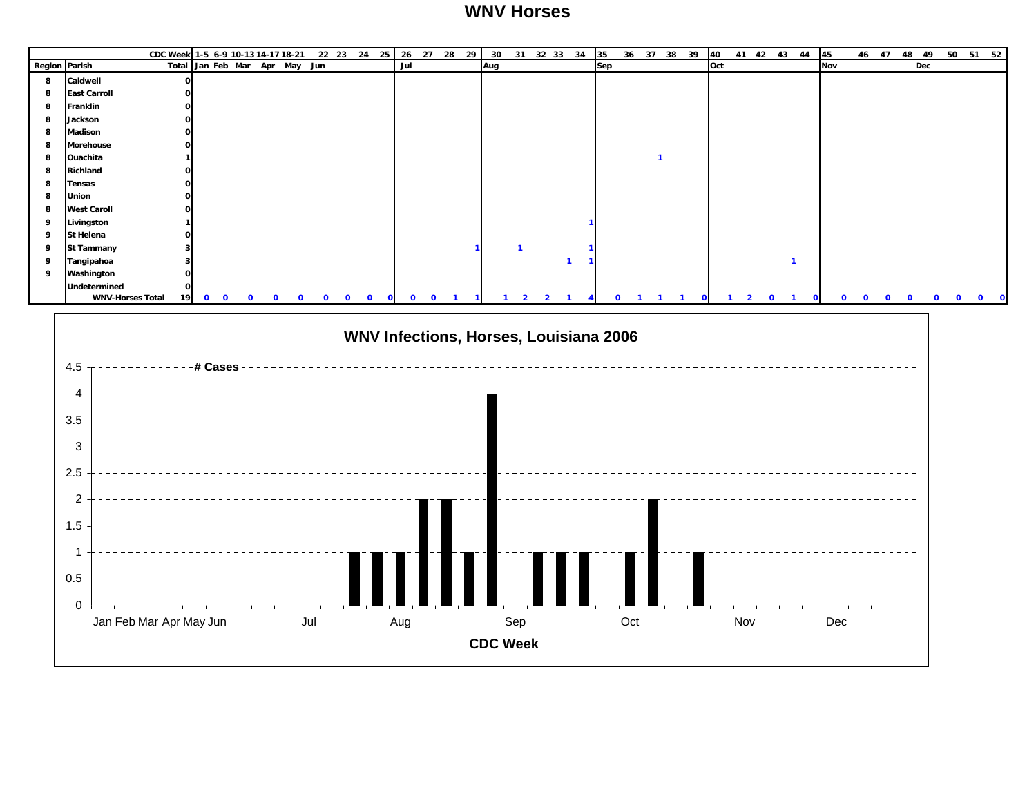# WNV Horses

| | CDC Week | | 1-5 | 6-9 | 10-13 | 14-17 | 18-21 | 22 | 23 | 24 | 25 | 26 | 27 | 28 | 29 | 30 | 31 | 32 | 33 | 34 | 35 | 36 | 37 | 38 | 39 | 40 | 41 | 42 | 43 | 44 | 45 | 46 | 47 | 48 | 49 | 50 | 51 | 52 |
|---|---|---|---|---|---|---|---|---|---|---|---|---|---|---|---|---|---|---|---|---|---|---|---|---|---|---|---|---|---|---|---|---|---|---|---|---|---|---|
| Region | Parish | Total | Jan | Feb | Mar | Apr | May | Jun | | | | Jul | | | | Aug | | | | | Sep | | | | | Oct | | | | | Nov | | | | Dec | | | |
| 8 | Caldwell | 0 | | | | | | | | | | | | | | | | | | | | | | | | | | | | | | | | | | | | |
| 8 | East Carroll | 0 | | | | | | | | | | | | | | | | | | | | | | | | | | | | | | | | | | | | |
| 8 | Franklin | 0 | | | | | | | | | | | | | | | | | | | | | | | | | | | | | | | | | | | | |
| 8 | Jackson | 0 | | | | | | | | | | | | | | | | | | | | | | | | | | | | | | | | | | | | |
| 8 | Madison | 0 | | | | | | | | | | | | | | | | | | | | | | | | | | | | | | | | | | | | |
| 8 | Morehouse | 0 | | | | | | | | | | | | | | | | | | | | | | | | | | | | | | | | | | | | |
| 8 | Ouachita | 1 | | | | | | | | | | | | | | | | | | | | | 1 | | | | | | | | | | | | | | | |
| 8 | Richland | 0 | | | | | | | | | | | | | | | | | | | | | | | | | | | | | | | | | | | | |
| 8 | Tensas | 0 | | | | | | | | | | | | | | | | | | | | | | | | | | | | | | | | | | | | |
| 8 | Union | 0 | | | | | | | | | | | | | | | | | | | | | | | | | | | | | | | | | | | | |
| 8 | West Caroll | 0 | | | | | | | | | | | | | | | | | | | | | | | | | | | | | | | | | | | | |
| 9 | Livingston | 1 | | | | | | | | | | | | | | | | | | 1 | | | | | | | | | | | | | | | | | | |
| 9 | St Helena | 0 | | | | | | | | | | | | | | | | | | | | | | | | | | | | | | | | | | | | |
| 9 | St Tammany | 3 | | | | | | | | | | | | | 1 | | 1 | | | 1 | | | | | | | | | | | | | | | | | | |
| 9 | Tangipahoa | 3 | | | | | | | | | | | | | | | | | 1 | 1 | | | | | | | | | 1 | | | | | | | | | |
| 9 | Washington | 0 | | | | | | | | | | | | | | | | | | | | | | | | | | | | | | | | | | | | |
| | Undetermined | 0 | | | | | | | | | | | | | | | | | | | | | | | | | | | | | | | | | | | | |
| | WNV-Horses Total | 19 | 0 | 0 | 0 | 0 | 0 | 0 | 0 | 0 | 0 | 0 | 0 | 1 | 1 | 1 | 2 | 2 | 1 | 4 | 0 | 1 | 1 | 1 | 0 | 1 | 2 | 0 | 1 | 0 | 0 | 0 | 0 | 0 | 0 | 0 | 0 | 0 |

**WNV Infections, Horses, Louisiana 2006**

# Cases

CDC Week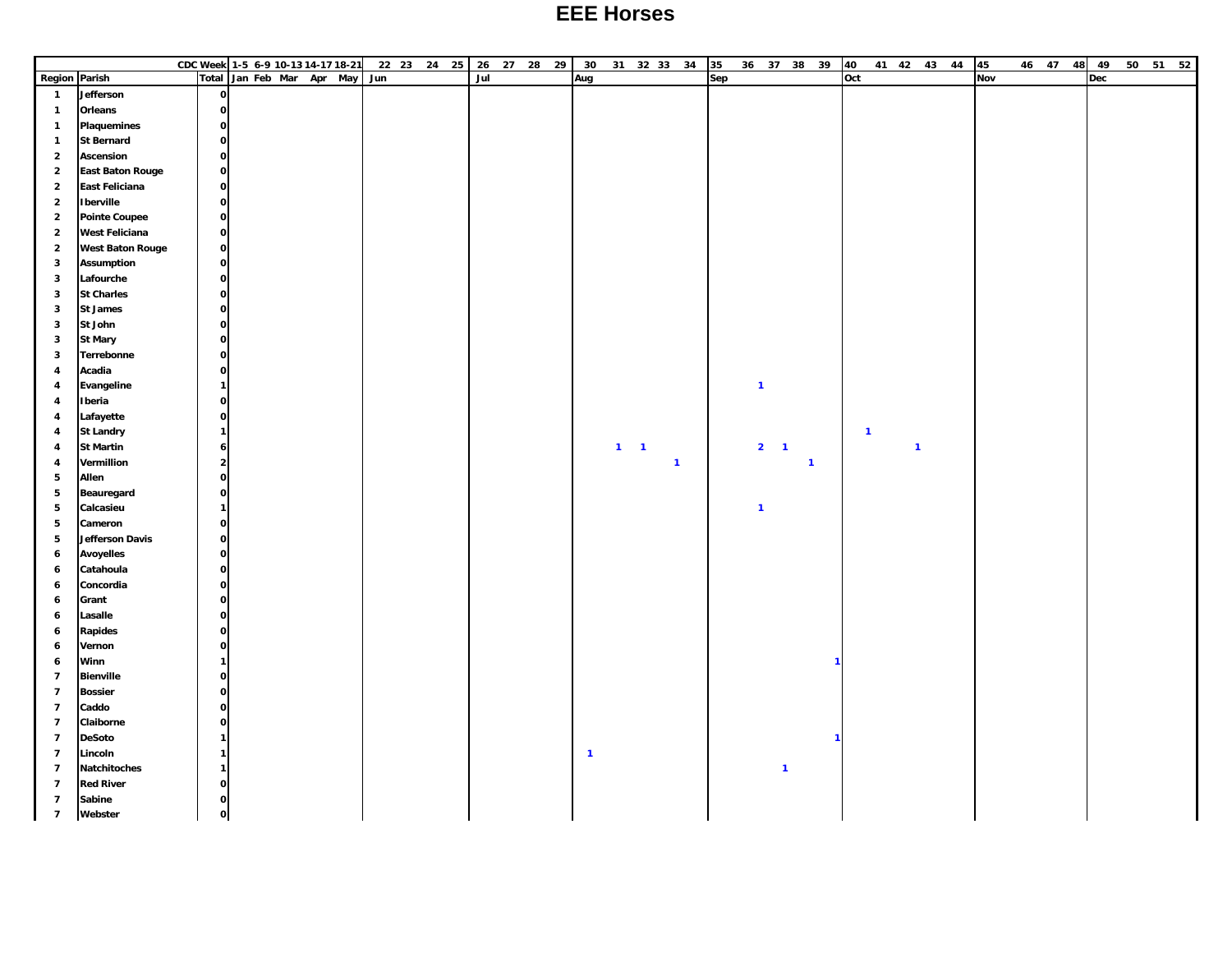# EEE Horses

| | CDC Week | | 1-5 | 6-9 | 10-13 | 14-17 | 18-21 | 22 | 23 | 24 | 25 | 26 | 27 | 28 | 29 | 30 | 31 | 32 | 33 | 34 | 35 | 36 | 37 | 38 | 39 | 40 | 41 | 42 | 43 | 44 | 45 | 46 | 47 | 48 | 49 | 50 | 51 | 52 |
|---|---|---|---|---|---|---|---|---|---|---|---|---|---|---|---|---|---|---|---|---|---|---|---|---|---|---|---|---|---|---|---|---|---|---|---|---|---|---|
| Region | Parish | Total | Jan | Feb | Mar | Apr | May | Jun | | | | Jul | | | | Aug | | | | | Sep | | | | | Oct | | | | | Nov | | | | Dec | | | |
| 1 | Jefferson | 0 | | | | | | | | | | | | | | | | | | | | | | | | | | | | | | | | | | | | |
| 1 | Orleans | 0 | | | | | | | | | | | | | | | | | | | | | | | | | | | | | | | | | | | | |
| 1 | Plaquemines | 0 | | | | | | | | | | | | | | | | | | | | | | | | | | | | | | | | | | | | |
| 1 | St Bernard | 0 | | | | | | | | | | | | | | | | | | | | | | | | | | | | | | | | | | | | |
| 2 | Ascension | 0 | | | | | | | | | | | | | | | | | | | | | | | | | | | | | | | | | | | | |
| 2 | East Baton Rouge | 0 | | | | | | | | | | | | | | | | | | | | | | | | | | | | | | | | | | | | |
| 2 | East Feliciana | 0 | | | | | | | | | | | | | | | | | | | | | | | | | | | | | | | | | | | | |
| 2 | Iberville | 0 | | | | | | | | | | | | | | | | | | | | | | | | | | | | | | | | | | | | |
| 2 | Pointe Coupee | 0 | | | | | | | | | | | | | | | | | | | | | | | | | | | | | | | | | | | | |
| 2 | West Feliciana | 0 | | | | | | | | | | | | | | | | | | | | | | | | | | | | | | | | | | | | |
| 2 | West Baton Rouge | 0 | | | | | | | | | | | | | | | | | | | | | | | | | | | | | | | | | | | | |
| 3 | Assumption | 0 | | | | | | | | | | | | | | | | | | | | | | | | | | | | | | | | | | | | |
| 3 | Lafourche | 0 | | | | | | | | | | | | | | | | | | | | | | | | | | | | | | | | | | | | |
| 3 | St Charles | 0 | | | | | | | | | | | | | | | | | | | | | | | | | | | | | | | | | | | | |
| 3 | St James | 0 | | | | | | | | | | | | | | | | | | | | | | | | | | | | | | | | | | | | |
| 3 | St John | 0 | | | | | | | | | | | | | | | | | | | | | | | | | | | | | | | | | | | | |
| 3 | St Mary | 0 | | | | | | | | | | | | | | | | | | | | | | | | | | | | | | | | | | | | |
| 3 | Terrebonne | 0 | | | | | | | | | | | | | | | | | | | | | | | | | | | | | | | | | | | | |
| 4 | Acadia | 0 | | | | | | | | | | | | | | | | | | | | | | | | | | | | | | | | | | | | |
| 4 | Evangeline | 1 | | | | | | | | | | | | | | | | | | | | 1 | | | | | | | | | | | | | | | | |
| 4 | Iberia | 0 | | | | | | | | | | | | | | | | | | | | | | | | | | | | | | | | | | | | |
| 4 | Lafayette | 0 | | | | | | | | | | | | | | | | | | | | | | | | | | | | | | | | | | | | |
| 4 | St Landry | 1 | | | | | | | | | | | | | | | | | | | | | | | | 1 | | | | | | | | | | | | |
| 4 | St Martin | 6 | | | | | | | | | | | | | | | 1 | 1 | | | | 2 | 1 | | | | | 1 | | | | | | | | | | |
| 4 | Vermillion | 2 | | | | | | | | | | | | | | | | | 1 | | | | | 1 | | | | | | | | | | | | | | |
| 5 | Allen | 0 | | | | | | | | | | | | | | | | | | | | | | | | | | | | | | | | | | | | |
| 5 | Beauregard | 0 | | | | | | | | | | | | | | | | | | | | | | | | | | | | | | | | | | | | |
| 5 | Calcasieu | 1 | | | | | | | | | | | | | | | | | | | | 1 | | | | | | | | | | | | | | | | |
| 5 | Cameron | 0 | | | | | | | | | | | | | | | | | | | | | | | | | | | | | | | | | | | | |
| 5 | Jefferson Davis | 0 | | | | | | | | | | | | | | | | | | | | | | | | | | | | | | | | | | | | |
| 6 | Avoyelles | 0 | | | | | | | | | | | | | | | | | | | | | | | | | | | | | | | | | | | | |
| 6 | Catahoula | 0 | | | | | | | | | | | | | | | | | | | | | | | | | | | | | | | | | | | | |
| 6 | Concordia | 0 | | | | | | | | | | | | | | | | | | | | | | | | | | | | | | | | | | | | |
| 6 | Grant | 0 | | | | | | | | | | | | | | | | | | | | | | | | | | | | | | | | | | | | |
| 6 | Lasalle | 0 | | | | | | | | | | | | | | | | | | | | | | | | | | | | | | | | | | | | |
| 6 | Rapides | 0 | | | | | | | | | | | | | | | | | | | | | | | | | | | | | | | | | | | | |
| 6 | Vernon | 0 | | | | | | | | | | | | | | | | | | | | | | | | | | | | | | | | | | | | |
| 6 | Winn | 1 | | | | | | | | | | | | | | | | | | | | | | | 1 | | | | | | | | | | | | | |
| 7 | Bienville | 0 | | | | | | | | | | | | | | | | | | | | | | | | | | | | | | | | | | | | |
| 7 | Bossier | 0 | | | | | | | | | | | | | | | | | | | | | | | | | | | | | | | | | | | | |
| 7 | Caddo | 0 | | | | | | | | | | | | | | | | | | | | | | | | | | | | | | | | | | | | |
| 7 | Claiborne | 0 | | | | | | | | | | | | | | | | | | | | | | | | | | | | | | | | | | | | |
| 7 | DeSoto | 1 | | | | | | | | | | | | | | | | | | | | | | | 1 | | | | | | | | | | | | | |
| 7 | Lincoln | 1 | | | | | | | | | | | | | | 1 | | | | | | | | | | | | | | | | | | | | | | |
| 7 | Natchitoches | 1 | | | | | | | | | | | | | | | | | | | | | 1 | | | | | | | | | | | | | | | |
| 7 | Red River | 0 | | | | | | | | | | | | | | | | | | | | | | | | | | | | | | | | | | | | |
| 7 | Sabine | 0 | | | | | | | | | | | | | | | | | | | | | | | | | | | | | | | | | | | | |
| 7 | Webster | 0 | | | | | | | | | | | | | | | | | | | | | | | | | | | | | | | | | | | | |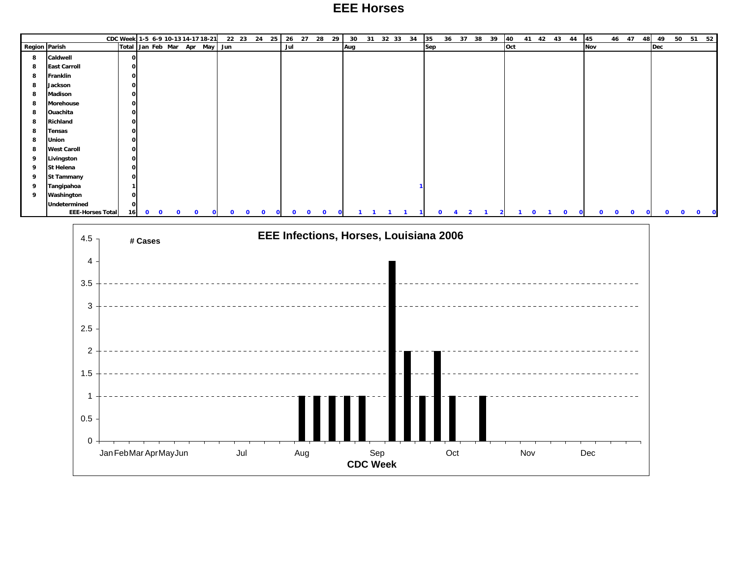# EEE Horses

| | | CDC Week | 1-5 | 6-9 | 10-13 | 14-17 | 18-21 | 22 | 23 | 24 | 25 | 26 | 27 | 28 | 29 | 30 | 31 | 32 | 33 | 34 | 35 | 36 | 37 | 38 | 39 | 40 | 41 | 42 | 43 | 44 | 45 | 46 | 47 | 48 | 49 | 50 | 51 | 52 |
|---|---|---|---|---|---|---|---|---|---|---|---|---|---|---|---|---|---|---|---|---|---|---|---|---|---|---|---|---|---|---|---|---|---|---|---|---|---|---|
| **Region** | **Parish** | **Total** | Jan | Feb | Mar | Apr | May | Jun | | | | Jul | | | | Aug | | | | | Sep | | | | | Oct | | | | | Nov | | | | Dec | | | |
| 8 | Caldwell | 0 | | | | | | | | | | | | | | | | | | | | | | | | | | | | | | | | | | | | |
| 8 | East Carroll | 0 | | | | | | | | | | | | | | | | | | | | | | | | | | | | | | | | | | | | |
| 8 | Franklin | 0 | | | | | | | | | | | | | | | | | | | | | | | | | | | | | | | | | | | | |
| 8 | Jackson | 0 | | | | | | | | | | | | | | | | | | | | | | | | | | | | | | | | | | | | |
| 8 | Madison | 0 | | | | | | | | | | | | | | | | | | | | | | | | | | | | | | | | | | | | |
| 8 | Morehouse | 0 | | | | | | | | | | | | | | | | | | | | | | | | | | | | | | | | | | | | |
| 8 | Ouachita | 0 | | | | | | | | | | | | | | | | | | | | | | | | | | | | | | | | | | | | |
| 8 | Richland | 0 | | | | | | | | | | | | | | | | | | | | | | | | | | | | | | | | | | | | |
| 8 | Tensas | 0 | | | | | | | | | | | | | | | | | | | | | | | | | | | | | | | | | | | | |
| 8 | Union | 0 | | | | | | | | | | | | | | | | | | | | | | | | | | | | | | | | | | | | |
| 8 | West Caroll | 0 | | | | | | | | | | | | | | | | | | | | | | | | | | | | | | | | | | | | |
| 9 | Livingston | 0 | | | | | | | | | | | | | | | | | | | | | | | | | | | | | | | | | | | | |
| 9 | St Helena | 0 | | | | | | | | | | | | | | | | | | | | | | | | | | | | | | | | | | | | |
| 9 | St Tammany | 0 | | | | | | | | | | | | | | | | | | | | | | | | | | | | | | | | | | | | |
| 9 | Tangipahoa | 1 | | | | | | | | | | | | | | | | | | 1 | | | | | | | | | | | | | | | | | | |
| 9 | Washington | 0 | | | | | | | | | | | | | | | | | | | | | | | | | | | | | | | | | | | | |
| | Undetermined | 0 | | | | | | | | | | | | | | | | | | | | | | | | | | | | | | | | | | | | |
| | **EEE-Horses Total** | 16 | 0 | 0 | 0 | 0 | 0 | 0 | 0 | 0 | 0 | 0 | 0 | 0 | 0 | 1 | 1 | 1 | 1 | 1 | 0 | 4 | 2 | 1 | 2 | 1 | 0 | 1 | 0 | 0 | 0 | 0 | 0 | 0 | 0 | 0 | 0 | 0 |

**EEE Infections, Horses, Louisiana 2006**

# Cases

CDC Week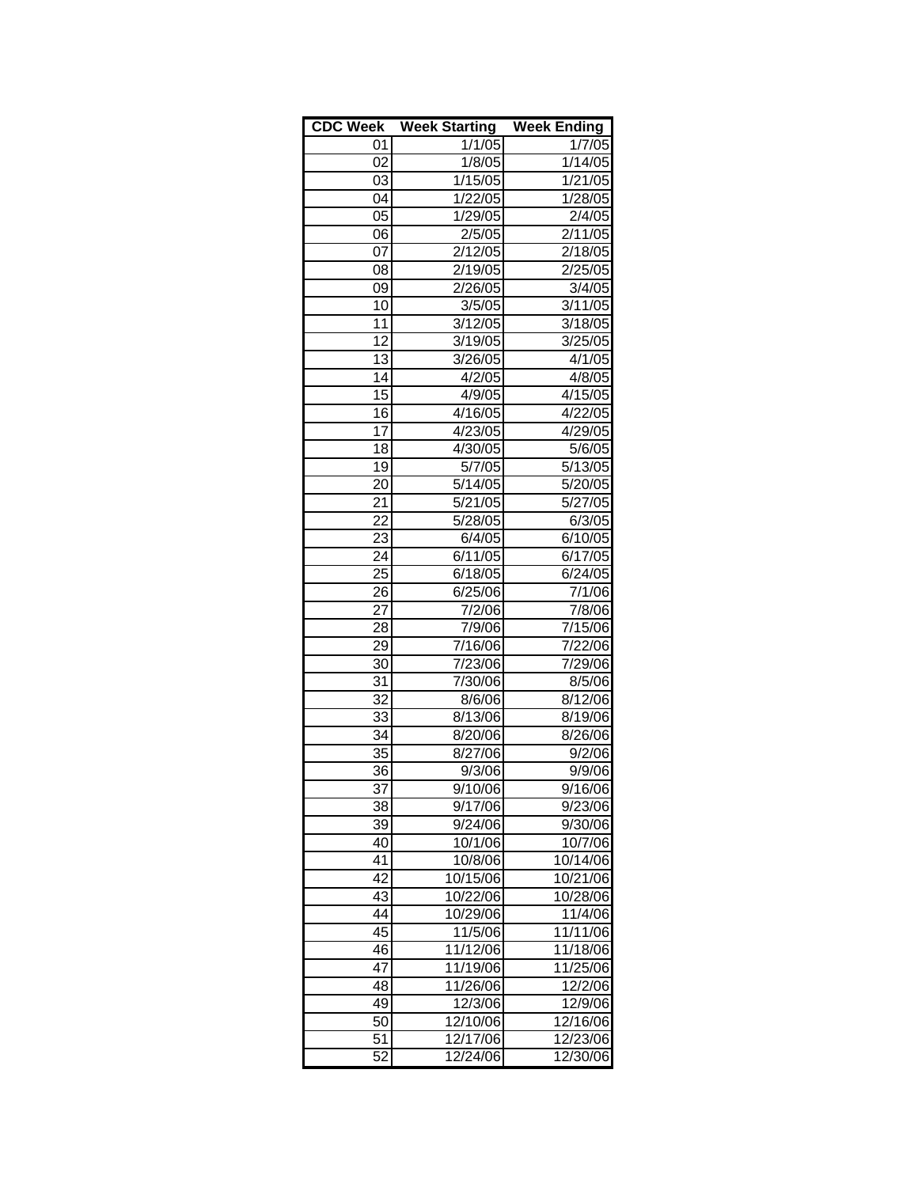| CDC Week | Week Starting | Week Ending |
|---|---|---|
| 01 | 1/1/05 | 1/7/05 |
| 02 | 1/8/05 | 1/14/05 |
| 03 | 1/15/05 | 1/21/05 |
| 04 | 1/22/05 | 1/28/05 |
| 05 | 1/29/05 | 2/4/05 |
| 06 | 2/5/05 | 2/11/05 |
| 07 | 2/12/05 | 2/18/05 |
| 08 | 2/19/05 | 2/25/05 |
| 09 | 2/26/05 | 3/4/05 |
| 10 | 3/5/05 | 3/11/05 |
| 11 | 3/12/05 | 3/18/05 |
| 12 | 3/19/05 | 3/25/05 |
| 13 | 3/26/05 | 4/1/05 |
| 14 | 4/2/05 | 4/8/05 |
| 15 | 4/9/05 | 4/15/05 |
| 16 | 4/16/05 | 4/22/05 |
| 17 | 4/23/05 | 4/29/05 |
| 18 | 4/30/05 | 5/6/05 |
| 19 | 5/7/05 | 5/13/05 |
| 20 | 5/14/05 | 5/20/05 |
| 21 | 5/21/05 | 5/27/05 |
| 22 | 5/28/05 | 6/3/05 |
| 23 | 6/4/05 | 6/10/05 |
| 24 | 6/11/05 | 6/17/05 |
| 25 | 6/18/05 | 6/24/05 |
| 26 | 6/25/06 | 7/1/06 |
| 27 | 7/2/06 | 7/8/06 |
| 28 | 7/9/06 | 7/15/06 |
| 29 | 7/16/06 | 7/22/06 |
| 30 | 7/23/06 | 7/29/06 |
| 31 | 7/30/06 | 8/5/06 |
| 32 | 8/6/06 | 8/12/06 |
| 33 | 8/13/06 | 8/19/06 |
| 34 | 8/20/06 | 8/26/06 |
| 35 | 8/27/06 | 9/2/06 |
| 36 | 9/3/06 | 9/9/06 |
| 37 | 9/10/06 | 9/16/06 |
| 38 | 9/17/06 | 9/23/06 |
| 39 | 9/24/06 | 9/30/06 |
| 40 | 10/1/06 | 10/7/06 |
| 41 | 10/8/06 | 10/14/06 |
| 42 | 10/15/06 | 10/21/06 |
| 43 | 10/22/06 | 10/28/06 |
| 44 | 10/29/06 | 11/4/06 |
| 45 | 11/5/06 | 11/11/06 |
| 46 | 11/12/06 | 11/18/06 |
| 47 | 11/19/06 | 11/25/06 |
| 48 | 11/26/06 | 12/2/06 |
| 49 | 12/3/06 | 12/9/06 |
| 50 | 12/10/06 | 12/16/06 |
| 51 | 12/17/06 | 12/23/06 |
| 52 | 12/24/06 | 12/30/06 |